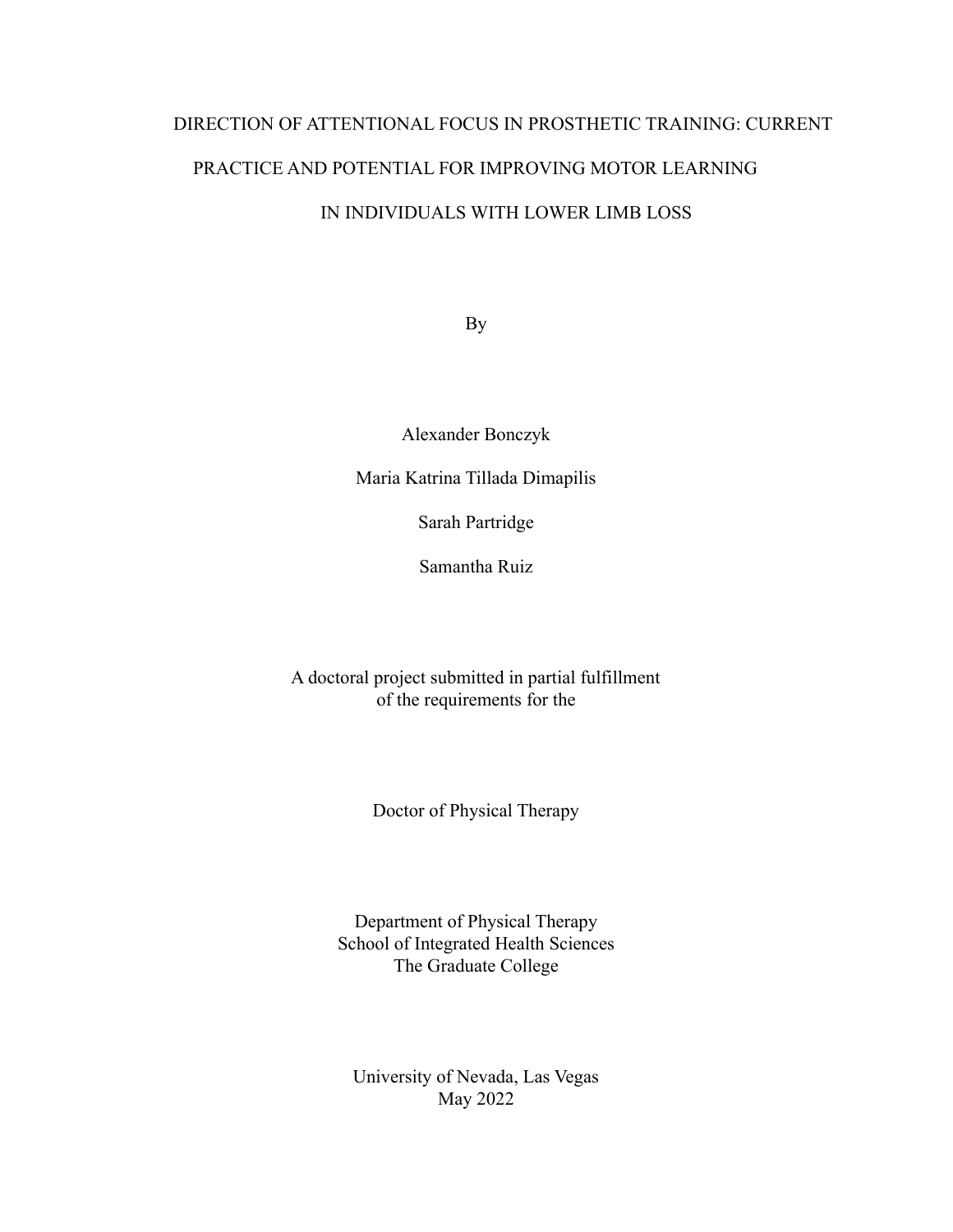# DIRECTION OF ATTENTIONAL FOCUS IN PROSTHETIC TRAINING: CURRENT PRACTICE AND POTENTIAL FOR IMPROVING MOTOR LEARNING IN INDIVIDUALS WITH LOWER LIMB LOSS

By

Alexander Bonczyk

Maria Katrina Tillada Dimapilis

Sarah Partridge

Samantha Ruiz

A doctoral project submitted in partial fulfillment
of the requirements for the

Doctor of Physical Therapy

Department of Physical Therapy
School of Integrated Health Sciences
The Graduate College

University of Nevada, Las Vegas
May 2022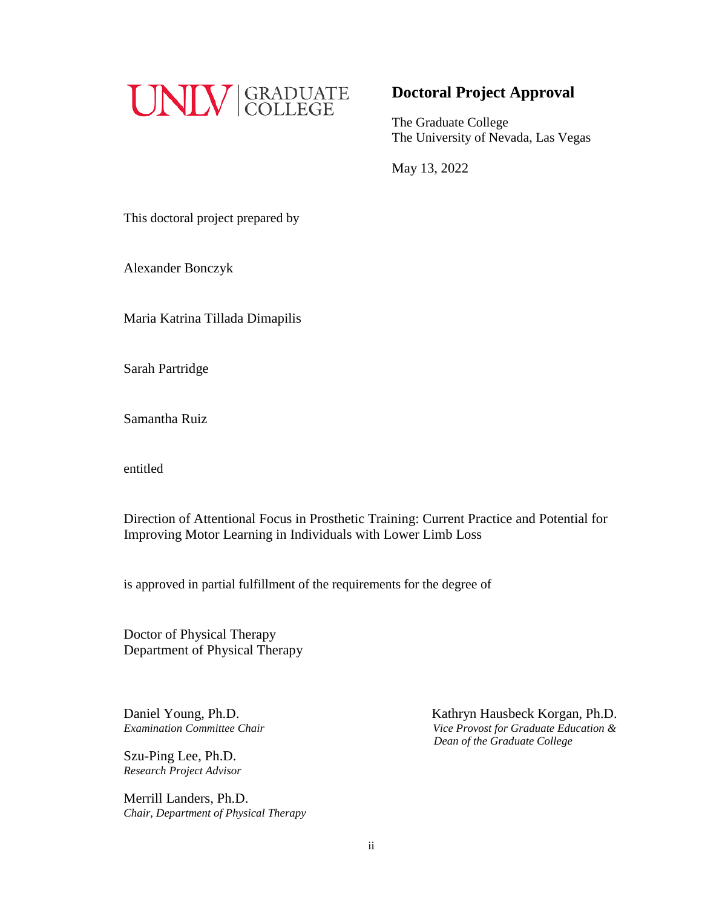UNLV | GRADUATE COLLEGE

## Doctoral Project Approval

The Graduate College
The University of Nevada, Las Vegas

May 13, 2022

This doctoral project prepared by

Alexander Bonczyk

Maria Katrina Tillada Dimapilis

Sarah Partridge

Samantha Ruiz

entitled

Direction of Attentional Focus in Prosthetic Training: Current Practice and Potential for Improving Motor Learning in Individuals with Lower Limb Loss

is approved in partial fulfillment of the requirements for the degree of

Doctor of Physical Therapy
Department of Physical Therapy

Daniel Young, Ph.D.
*Examination Committee Chair*

Szu-Ping Lee, Ph.D.
*Research Project Advisor*

Merrill Landers, Ph.D.
*Chair, Department of Physical Therapy*

Kathryn Hausbeck Korgan, Ph.D.
*Vice Provost for Graduate Education & Dean of the Graduate College*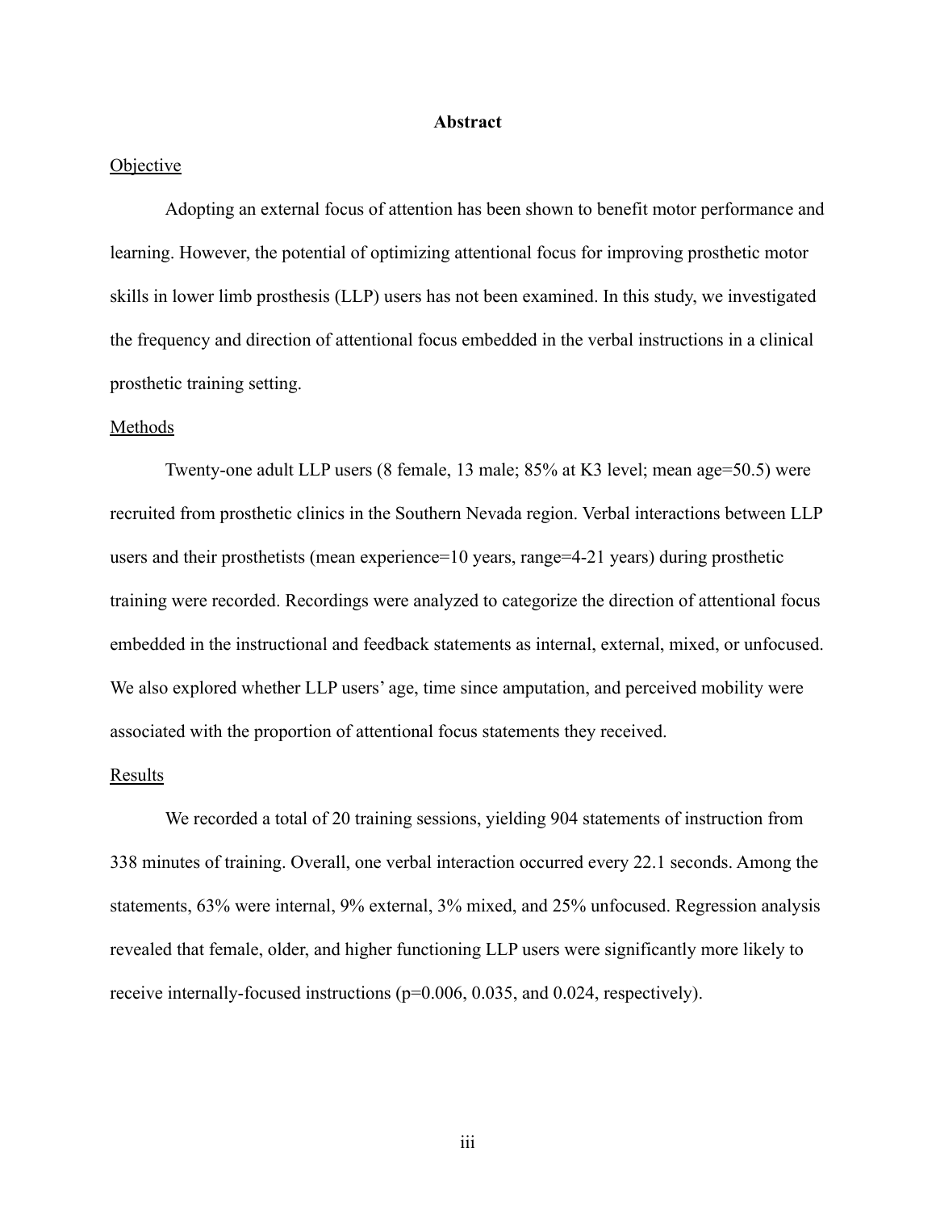# Abstract

Objective

Adopting an external focus of attention has been shown to benefit motor performance and learning. However, the potential of optimizing attentional focus for improving prosthetic motor skills in lower limb prosthesis (LLP) users has not been examined. In this study, we investigated the frequency and direction of attentional focus embedded in the verbal instructions in a clinical prosthetic training setting.

Methods

Twenty-one adult LLP users (8 female, 13 male; 85% at K3 level; mean age=50.5) were recruited from prosthetic clinics in the Southern Nevada region. Verbal interactions between LLP users and their prosthetists (mean experience=10 years, range=4-21 years) during prosthetic training were recorded. Recordings were analyzed to categorize the direction of attentional focus embedded in the instructional and feedback statements as internal, external, mixed, or unfocused. We also explored whether LLP users' age, time since amputation, and perceived mobility were associated with the proportion of attentional focus statements they received.

Results

We recorded a total of 20 training sessions, yielding 904 statements of instruction from 338 minutes of training. Overall, one verbal interaction occurred every 22.1 seconds. Among the statements, 63% were internal, 9% external, 3% mixed, and 25% unfocused. Regression analysis revealed that female, older, and higher functioning LLP users were significantly more likely to receive internally-focused instructions ($p=0.006$, $0.035$, and $0.024$, respectively).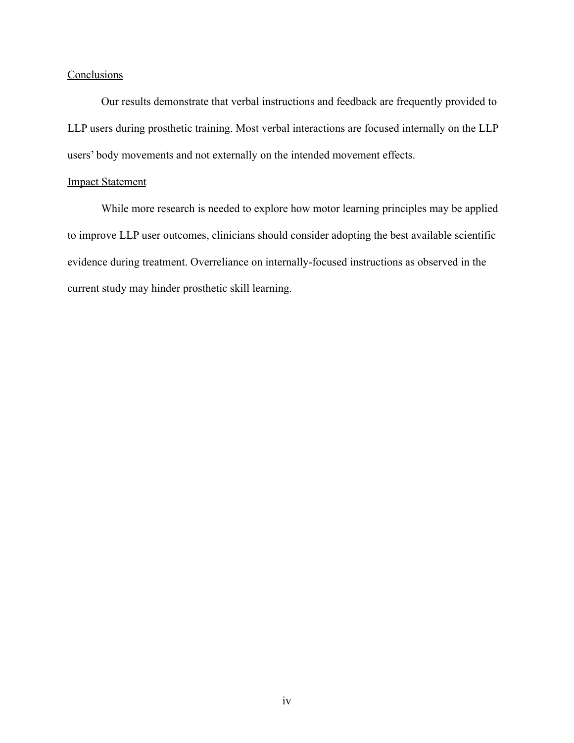## Conclusions

Our results demonstrate that verbal instructions and feedback are frequently provided to LLP users during prosthetic training. Most verbal interactions are focused internally on the LLP users' body movements and not externally on the intended movement effects.

## Impact Statement

While more research is needed to explore how motor learning principles may be applied to improve LLP user outcomes, clinicians should consider adopting the best available scientific evidence during treatment. Overreliance on internally-focused instructions as observed in the current study may hinder prosthetic skill learning.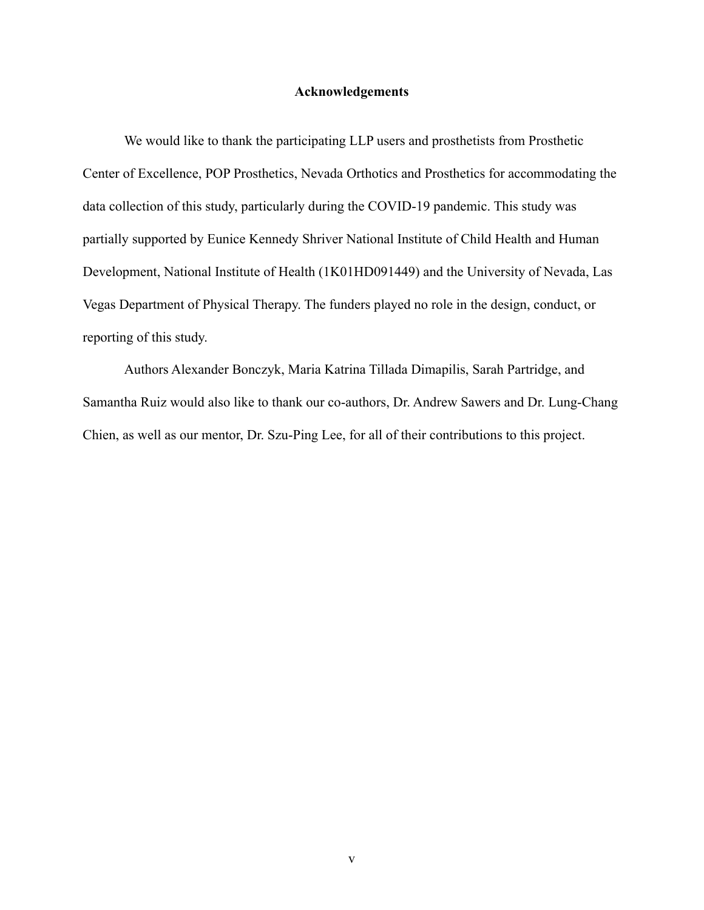## Acknowledgements

We would like to thank the participating LLP users and prosthetists from Prosthetic Center of Excellence, POP Prosthetics, Nevada Orthotics and Prosthetics for accommodating the data collection of this study, particularly during the COVID-19 pandemic. This study was partially supported by Eunice Kennedy Shriver National Institute of Child Health and Human Development, National Institute of Health (1K01HD091449) and the University of Nevada, Las Vegas Department of Physical Therapy. The funders played no role in the design, conduct, or reporting of this study.

Authors Alexander Bonczyk, Maria Katrina Tillada Dimapilis, Sarah Partridge, and Samantha Ruiz would also like to thank our co-authors, Dr. Andrew Sawers and Dr. Lung-Chang Chien, as well as our mentor, Dr. Szu-Ping Lee, for all of their contributions to this project.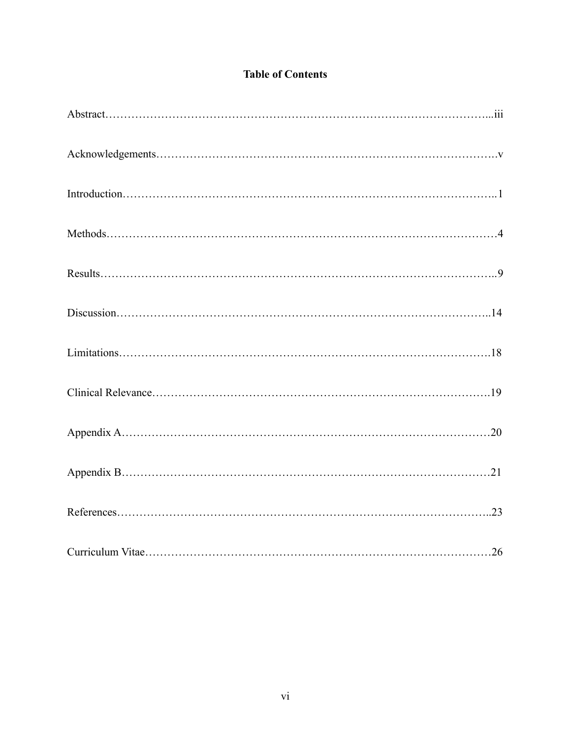**Table of Contents**

Abstract……………………………………………………………………………………...iii

Acknowledgements……………………………………………………………………….v

Introduction……………………………………………………………………………..1

Methods……………………………………………………………………………………4

Results……………………………………………………………………………………..9

Discussion………………………………………………………………………………..14

Limitations……………………………………………………………………………….18

Clinical Relevance……………………………………………………………………….19

Appendix A………………………………………………………………………………20

Appendix B………………………………………………………………………………21

References………………………………………………………………………………..23

Curriculum Vitae…………………………………………………………………………26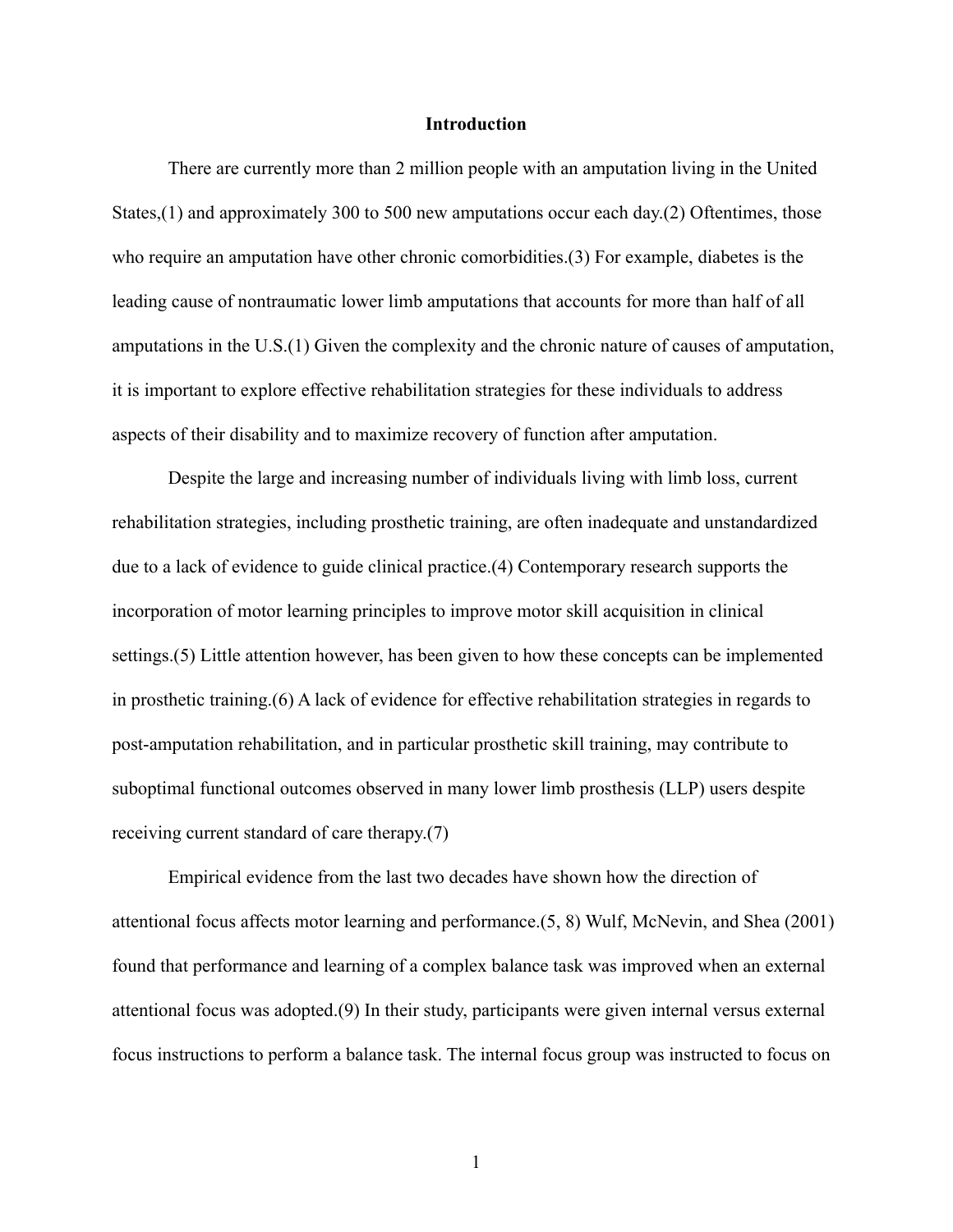# Introduction

There are currently more than 2 million people with an amputation living in the United States,(1) and approximately 300 to 500 new amputations occur each day.(2) Oftentimes, those who require an amputation have other chronic comorbidities.(3) For example, diabetes is the leading cause of nontraumatic lower limb amputations that accounts for more than half of all amputations in the U.S.(1) Given the complexity and the chronic nature of causes of amputation, it is important to explore effective rehabilitation strategies for these individuals to address aspects of their disability and to maximize recovery of function after amputation.

Despite the large and increasing number of individuals living with limb loss, current rehabilitation strategies, including prosthetic training, are often inadequate and unstandardized due to a lack of evidence to guide clinical practice.(4) Contemporary research supports the incorporation of motor learning principles to improve motor skill acquisition in clinical settings.(5) Little attention however, has been given to how these concepts can be implemented in prosthetic training.(6) A lack of evidence for effective rehabilitation strategies in regards to post-amputation rehabilitation, and in particular prosthetic skill training, may contribute to suboptimal functional outcomes observed in many lower limb prosthesis (LLP) users despite receiving current standard of care therapy.(7)

Empirical evidence from the last two decades have shown how the direction of attentional focus affects motor learning and performance.(5, 8) Wulf, McNevin, and Shea (2001) found that performance and learning of a complex balance task was improved when an external attentional focus was adopted.(9) In their study, participants were given internal versus external focus instructions to perform a balance task. The internal focus group was instructed to focus on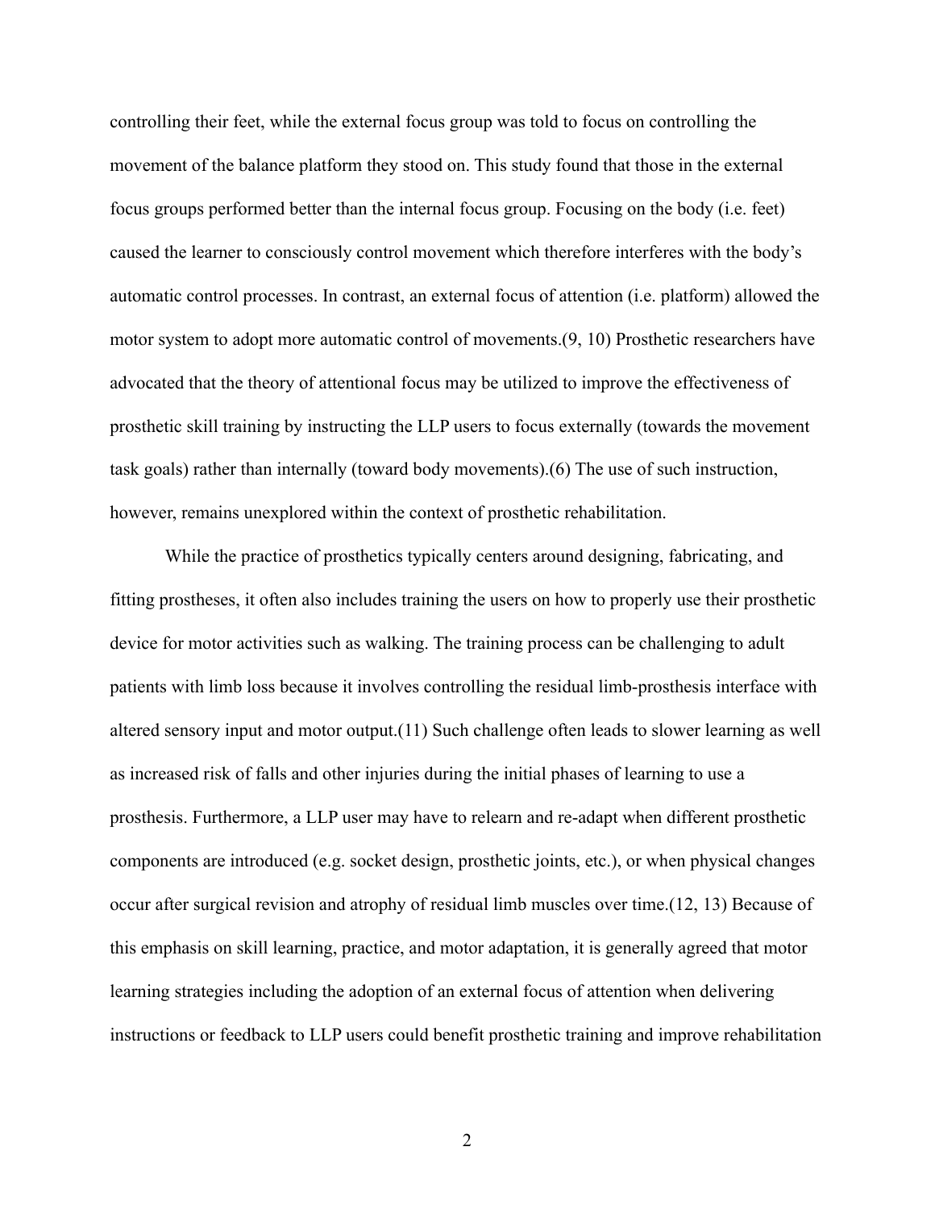controlling their feet, while the external focus group was told to focus on controlling the movement of the balance platform they stood on. This study found that those in the external focus groups performed better than the internal focus group. Focusing on the body (i.e. feet) caused the learner to consciously control movement which therefore interferes with the body's automatic control processes. In contrast, an external focus of attention (i.e. platform) allowed the motor system to adopt more automatic control of movements.(9, 10) Prosthetic researchers have advocated that the theory of attentional focus may be utilized to improve the effectiveness of prosthetic skill training by instructing the LLP users to focus externally (towards the movement task goals) rather than internally (toward body movements).(6) The use of such instruction, however, remains unexplored within the context of prosthetic rehabilitation.

While the practice of prosthetics typically centers around designing, fabricating, and fitting prostheses, it often also includes training the users on how to properly use their prosthetic device for motor activities such as walking. The training process can be challenging to adult patients with limb loss because it involves controlling the residual limb-prosthesis interface with altered sensory input and motor output.(11) Such challenge often leads to slower learning as well as increased risk of falls and other injuries during the initial phases of learning to use a prosthesis. Furthermore, a LLP user may have to relearn and re-adapt when different prosthetic components are introduced (e.g. socket design, prosthetic joints, etc.), or when physical changes occur after surgical revision and atrophy of residual limb muscles over time.(12, 13) Because of this emphasis on skill learning, practice, and motor adaptation, it is generally agreed that motor learning strategies including the adoption of an external focus of attention when delivering instructions or feedback to LLP users could benefit prosthetic training and improve rehabilitation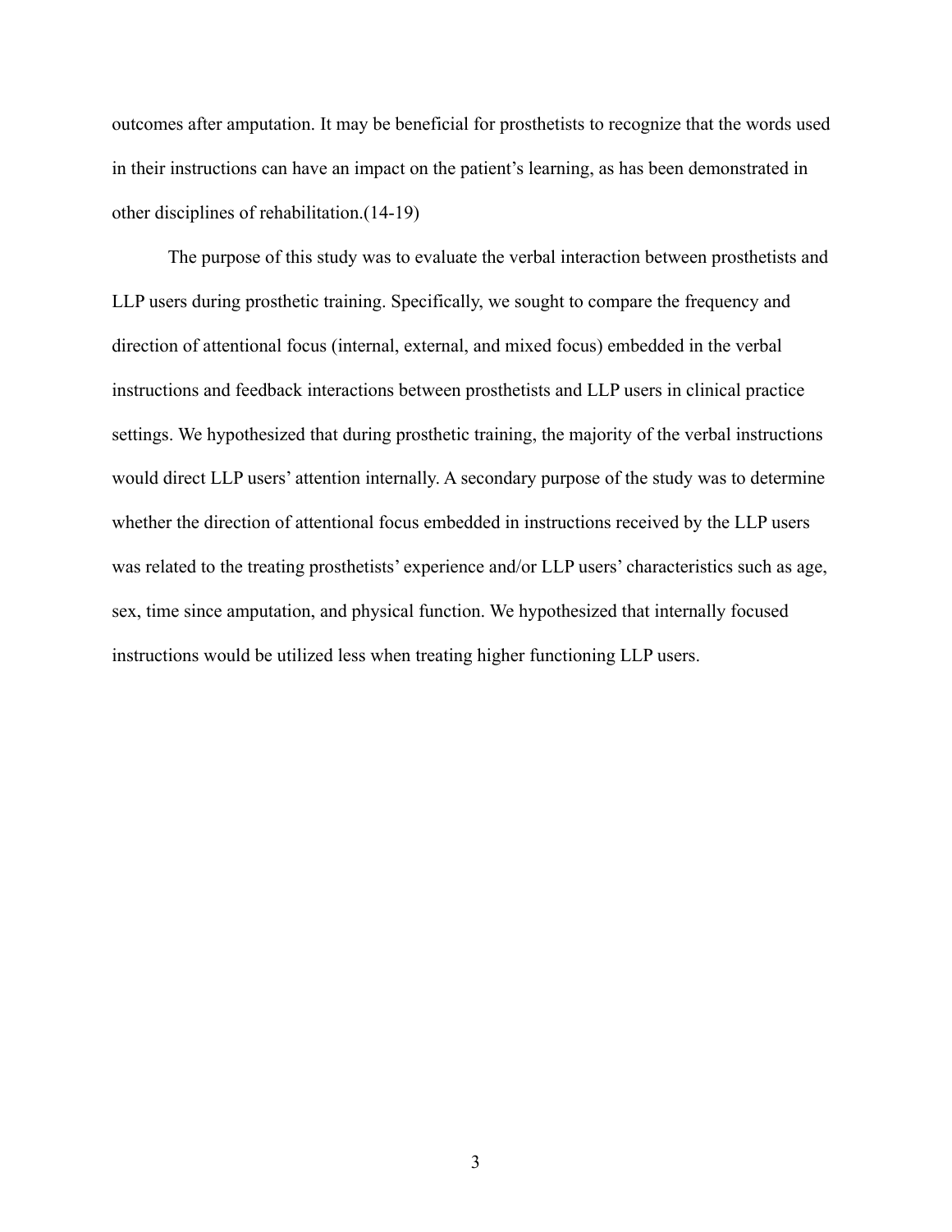outcomes after amputation. It may be beneficial for prosthetists to recognize that the words used in their instructions can have an impact on the patient's learning, as has been demonstrated in other disciplines of rehabilitation.(14-19)

The purpose of this study was to evaluate the verbal interaction between prosthetists and LLP users during prosthetic training. Specifically, we sought to compare the frequency and direction of attentional focus (internal, external, and mixed focus) embedded in the verbal instructions and feedback interactions between prosthetists and LLP users in clinical practice settings. We hypothesized that during prosthetic training, the majority of the verbal instructions would direct LLP users' attention internally. A secondary purpose of the study was to determine whether the direction of attentional focus embedded in instructions received by the LLP users was related to the treating prosthetists' experience and/or LLP users' characteristics such as age, sex, time since amputation, and physical function. We hypothesized that internally focused instructions would be utilized less when treating higher functioning LLP users.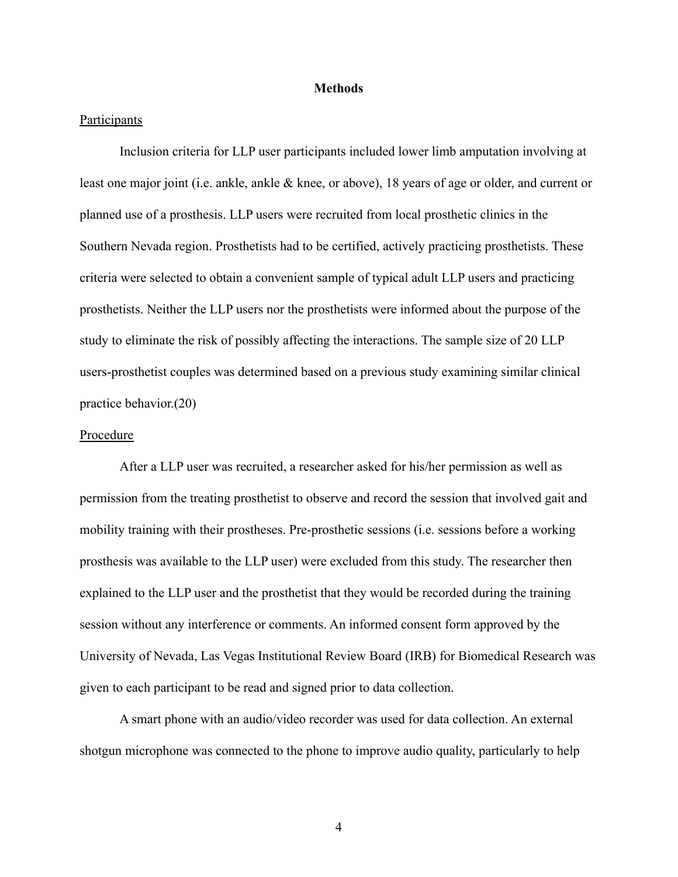# Methods

## Participants

Inclusion criteria for LLP user participants included lower limb amputation involving at least one major joint (i.e. ankle, ankle & knee, or above), 18 years of age or older, and current or planned use of a prosthesis. LLP users were recruited from local prosthetic clinics in the Southern Nevada region. Prosthetists had to be certified, actively practicing prosthetists. These criteria were selected to obtain a convenient sample of typical adult LLP users and practicing prosthetists. Neither the LLP users nor the prosthetists were informed about the purpose of the study to eliminate the risk of possibly affecting the interactions. The sample size of 20 LLP users-prosthetist couples was determined based on a previous study examining similar clinical practice behavior.(20)

## Procedure

After a LLP user was recruited, a researcher asked for his/her permission as well as permission from the treating prosthetist to observe and record the session that involved gait and mobility training with their prostheses. Pre-prosthetic sessions (i.e. sessions before a working prosthesis was available to the LLP user) were excluded from this study. The researcher then explained to the LLP user and the prosthetist that they would be recorded during the training session without any interference or comments. An informed consent form approved by the University of Nevada, Las Vegas Institutional Review Board (IRB) for Biomedical Research was given to each participant to be read and signed prior to data collection.

A smart phone with an audio/video recorder was used for data collection. An external shotgun microphone was connected to the phone to improve audio quality, particularly to help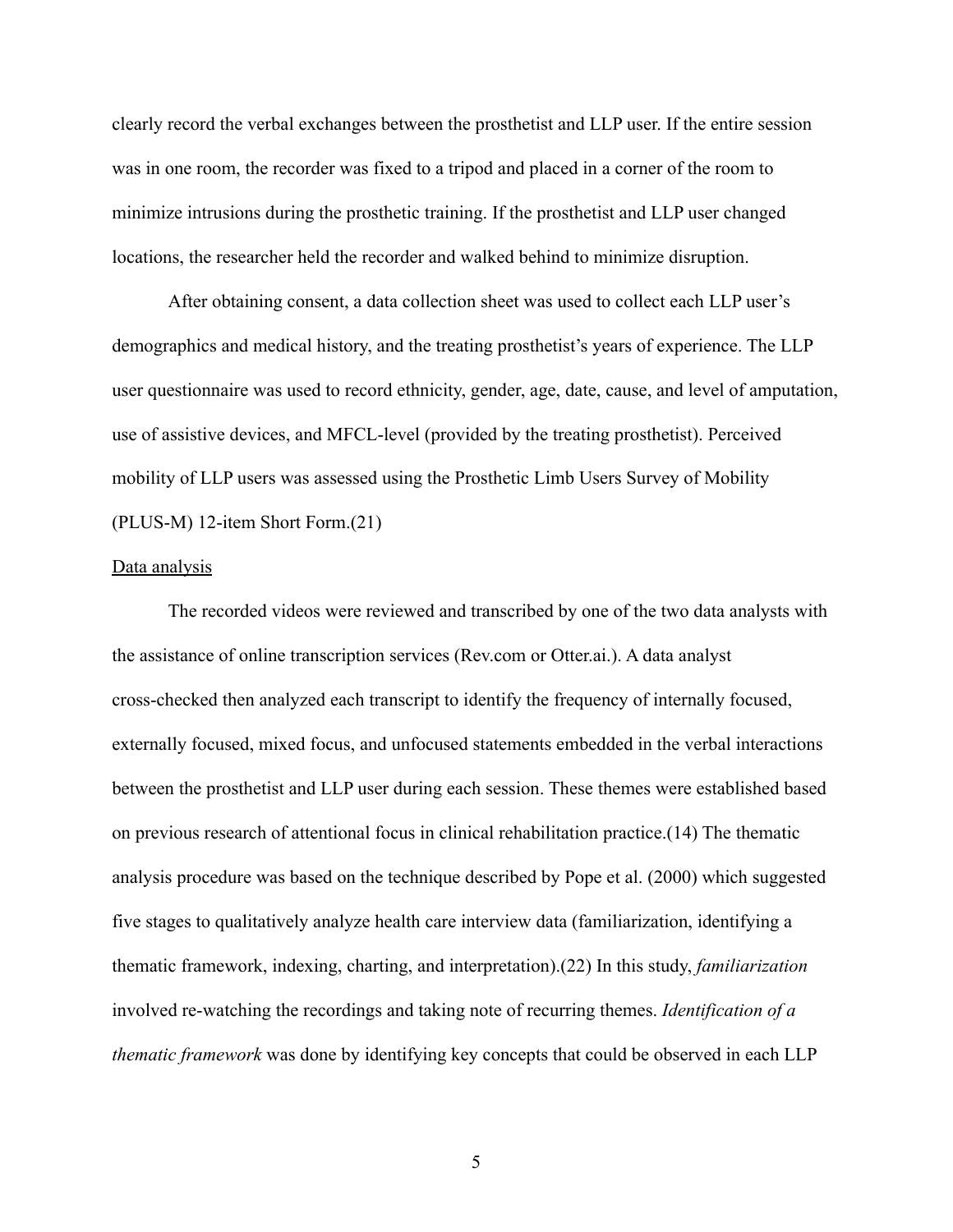clearly record the verbal exchanges between the prosthetist and LLP user. If the entire session was in one room, the recorder was fixed to a tripod and placed in a corner of the room to minimize intrusions during the prosthetic training. If the prosthetist and LLP user changed locations, the researcher held the recorder and walked behind to minimize disruption.

After obtaining consent, a data collection sheet was used to collect each LLP user's demographics and medical history, and the treating prosthetist's years of experience. The LLP user questionnaire was used to record ethnicity, gender, age, date, cause, and level of amputation, use of assistive devices, and MFCL-level (provided by the treating prosthetist). Perceived mobility of LLP users was assessed using the Prosthetic Limb Users Survey of Mobility (PLUS-M) 12-item Short Form.(21)

Data analysis

The recorded videos were reviewed and transcribed by one of the two data analysts with the assistance of online transcription services (Rev.com or Otter.ai.). A data analyst cross-checked then analyzed each transcript to identify the frequency of internally focused, externally focused, mixed focus, and unfocused statements embedded in the verbal interactions between the prosthetist and LLP user during each session. These themes were established based on previous research of attentional focus in clinical rehabilitation practice.(14) The thematic analysis procedure was based on the technique described by Pope et al. (2000) which suggested five stages to qualitatively analyze health care interview data (familiarization, identifying a thematic framework, indexing, charting, and interpretation).(22) In this study, *familiarization* involved re-watching the recordings and taking note of recurring themes. *Identification of a thematic framework* was done by identifying key concepts that could be observed in each LLP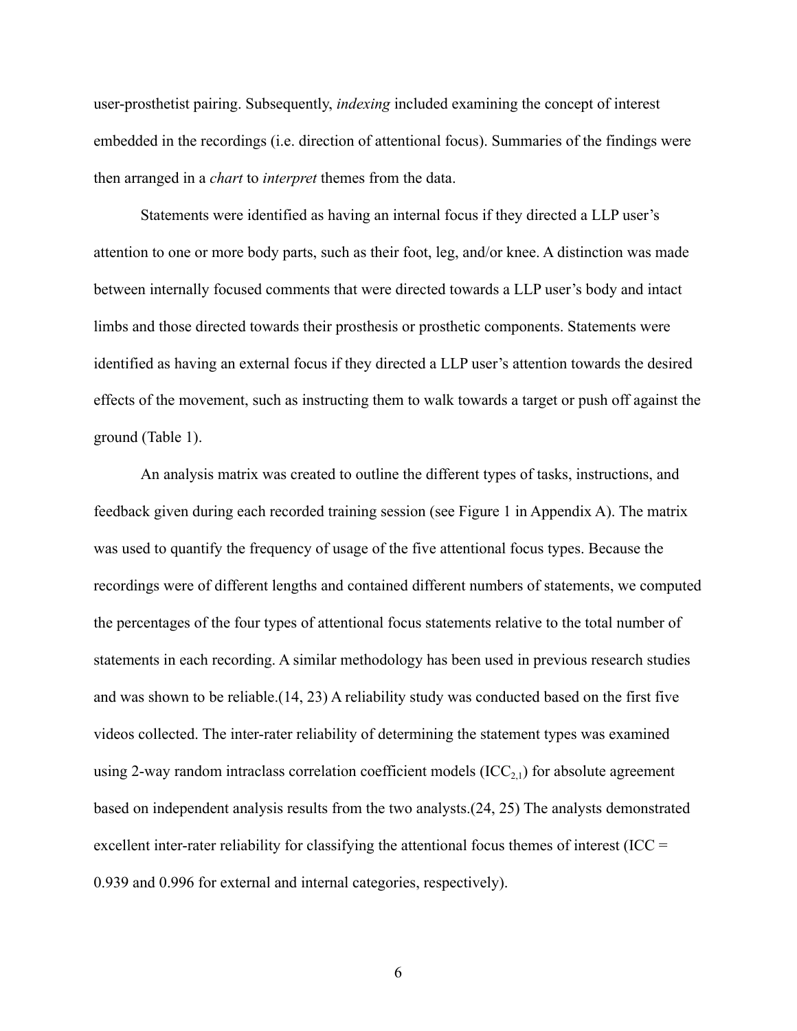user-prosthetist pairing. Subsequently, *indexing* included examining the concept of interest embedded in the recordings (i.e. direction of attentional focus). Summaries of the findings were then arranged in a *chart* to *interpret* themes from the data.

Statements were identified as having an internal focus if they directed a LLP user's attention to one or more body parts, such as their foot, leg, and/or knee. A distinction was made between internally focused comments that were directed towards a LLP user's body and intact limbs and those directed towards their prosthesis or prosthetic components. Statements were identified as having an external focus if they directed a LLP user's attention towards the desired effects of the movement, such as instructing them to walk towards a target or push off against the ground (Table 1).

An analysis matrix was created to outline the different types of tasks, instructions, and feedback given during each recorded training session (see Figure 1 in Appendix A). The matrix was used to quantify the frequency of usage of the five attentional focus types. Because the recordings were of different lengths and contained different numbers of statements, we computed the percentages of the four types of attentional focus statements relative to the total number of statements in each recording. A similar methodology has been used in previous research studies and was shown to be reliable.(14, 23) A reliability study was conducted based on the first five videos collected. The inter-rater reliability of determining the statement types was examined using 2-way random intraclass correlation coefficient models ($ICC_{2,1}$) for absolute agreement based on independent analysis results from the two analysts.(24, 25) The analysts demonstrated excellent inter-rater reliability for classifying the attentional focus themes of interest (ICC = 0.939 and 0.996 for external and internal categories, respectively).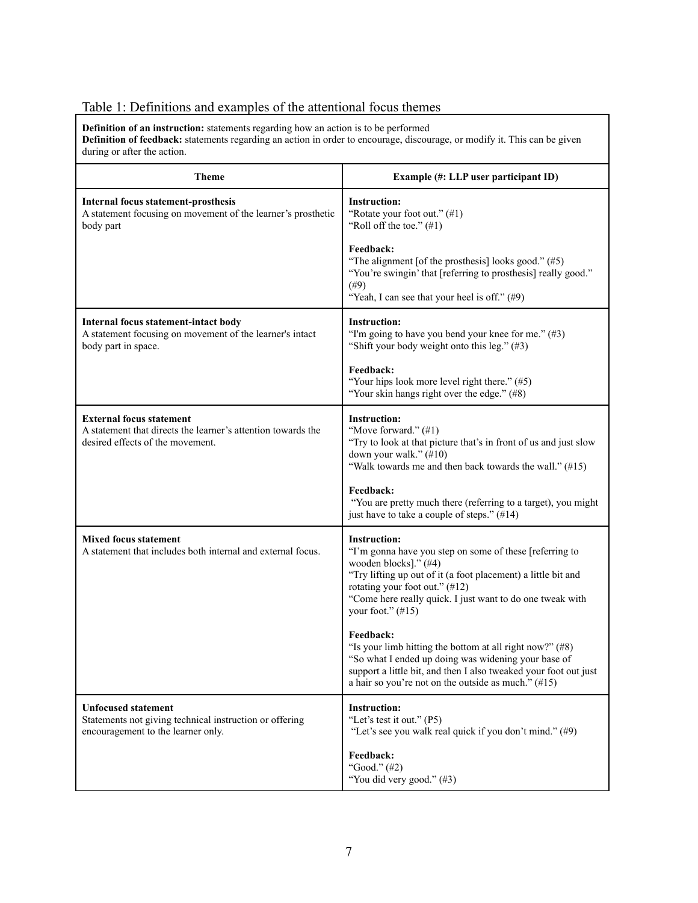Table 1: Definitions and examples of the attentional focus themes

| **Definition of an instruction:** statements regarding how an action is to be performed<br>**Definition of feedback:** statements regarding an action in order to encourage, discourage, or modify it. This can be given during or after the action. | |
|---|---|
| **Theme** | **Example (#: LLP user participant ID)** |
| **Internal focus statement-prosthesis**<br>A statement focusing on movement of the learner's prosthetic body part | **Instruction:**<br>"Rotate your foot out." (#1)<br>"Roll off the toe." (#1)<br><br>**Feedback:**<br>"The alignment [of the prosthesis] looks good." (#5)<br>"You're swingin' that [referring to prosthesis] really good." (#9)<br>"Yeah, I can see that your heel is off." (#9) |
| **Internal focus statement-intact body**<br>A statement focusing on movement of the learner's intact body part in space. | **Instruction:**<br>"I'm going to have you bend your knee for me." (#3)<br>"Shift your body weight onto this leg." (#3)<br><br>**Feedback:**<br>"Your hips look more level right there." (#5)<br>"Your skin hangs right over the edge." (#8) |
| **External focus statement**<br>A statement that directs the learner's attention towards the desired effects of the movement. | **Instruction:**<br>"Move forward." (#1)<br>"Try to look at that picture that's in front of us and just slow down your walk." (#10)<br>"Walk towards me and then back towards the wall." (#15)<br><br>**Feedback:**<br>"You are pretty much there (referring to a target), you might just have to take a couple of steps." (#14) |
| **Mixed focus statement**<br>A statement that includes both internal and external focus. | **Instruction:**<br>"I'm gonna have you step on some of these [referring to wooden blocks]." (#4)<br>"Try lifting up out of it (a foot placement) a little bit and rotating your foot out." (#12)<br>"Come here really quick. I just want to do one tweak with your foot." (#15)<br><br>**Feedback:**<br>"Is your limb hitting the bottom at all right now?" (#8)<br>"So what I ended up doing was widening your base of support a little bit, and then I also tweaked your foot out just a hair so you're not on the outside as much." (#15) |
| **Unfocused statement**<br>Statements not giving technical instruction or offering encouragement to the learner only. | **Instruction:**<br>"Let's test it out." (P5)<br>"Let's see you walk real quick if you don't mind." (#9)<br><br>**Feedback:**<br>"Good." (#2)<br>"You did very good." (#3) |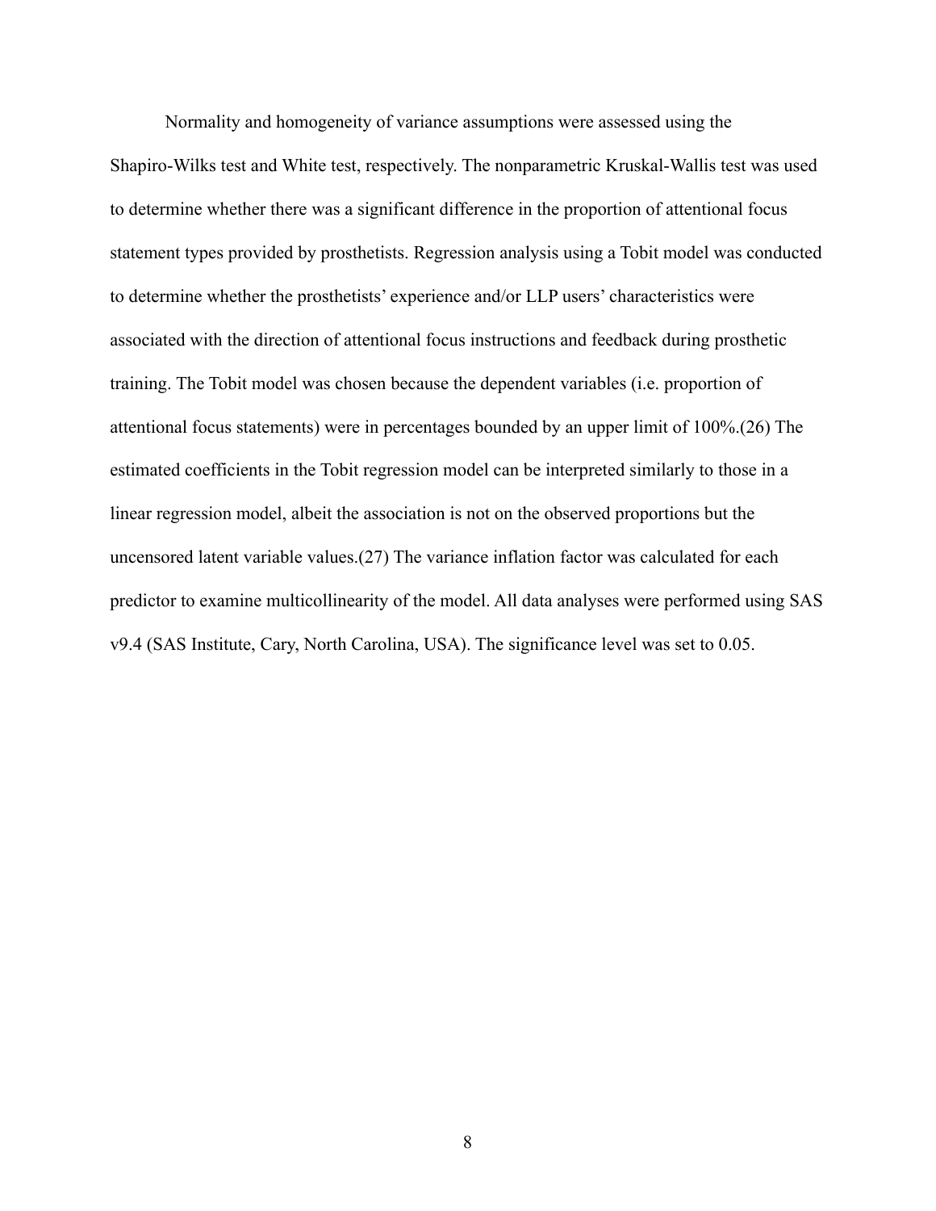Normality and homogeneity of variance assumptions were assessed using the Shapiro-Wilks test and White test, respectively. The nonparametric Kruskal-Wallis test was used to determine whether there was a significant difference in the proportion of attentional focus statement types provided by prosthetists. Regression analysis using a Tobit model was conducted to determine whether the prosthetists' experience and/or LLP users' characteristics were associated with the direction of attentional focus instructions and feedback during prosthetic training. The Tobit model was chosen because the dependent variables (i.e. proportion of attentional focus statements) were in percentages bounded by an upper limit of 100%.(26) The estimated coefficients in the Tobit regression model can be interpreted similarly to those in a linear regression model, albeit the association is not on the observed proportions but the uncensored latent variable values.(27) The variance inflation factor was calculated for each predictor to examine multicollinearity of the model. All data analyses were performed using SAS v9.4 (SAS Institute, Cary, North Carolina, USA). The significance level was set to 0.05.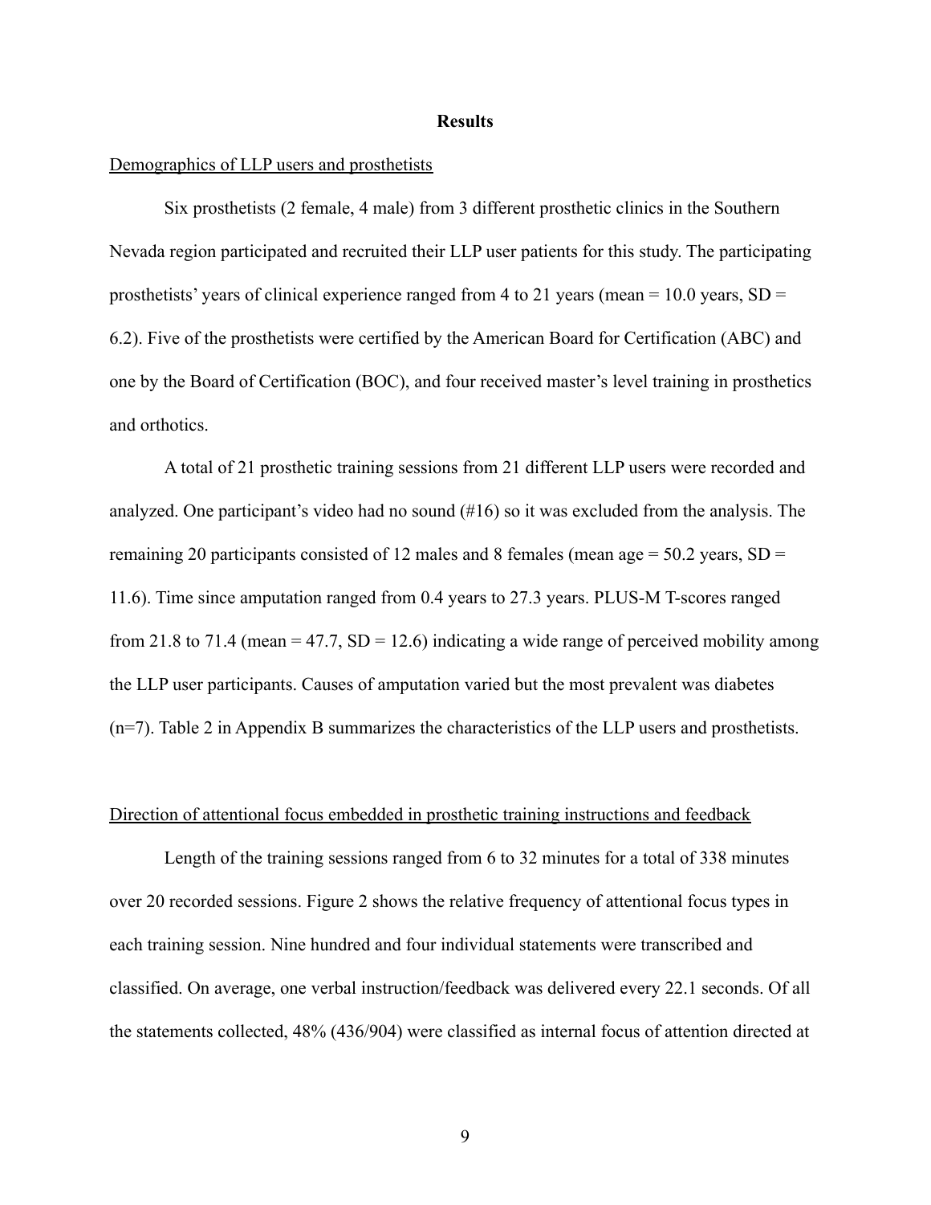## Results

Demographics of LLP users and prosthetists

Six prosthetists (2 female, 4 male) from 3 different prosthetic clinics in the Southern Nevada region participated and recruited their LLP user patients for this study. The participating prosthetists' years of clinical experience ranged from 4 to 21 years (mean = 10.0 years, SD = 6.2). Five of the prosthetists were certified by the American Board for Certification (ABC) and one by the Board of Certification (BOC), and four received master's level training in prosthetics and orthotics.

A total of 21 prosthetic training sessions from 21 different LLP users were recorded and analyzed. One participant's video had no sound (#16) so it was excluded from the analysis. The remaining 20 participants consisted of 12 males and 8 females (mean age = 50.2 years, SD = 11.6). Time since amputation ranged from 0.4 years to 27.3 years. PLUS-M T-scores ranged from 21.8 to 71.4 (mean = 47.7, SD = 12.6) indicating a wide range of perceived mobility among the LLP user participants. Causes of amputation varied but the most prevalent was diabetes (n=7). Table 2 in Appendix B summarizes the characteristics of the LLP users and prosthetists.

Direction of attentional focus embedded in prosthetic training instructions and feedback

Length of the training sessions ranged from 6 to 32 minutes for a total of 338 minutes over 20 recorded sessions. Figure 2 shows the relative frequency of attentional focus types in each training session. Nine hundred and four individual statements were transcribed and classified. On average, one verbal instruction/feedback was delivered every 22.1 seconds. Of all the statements collected, 48% (436/904) were classified as internal focus of attention directed at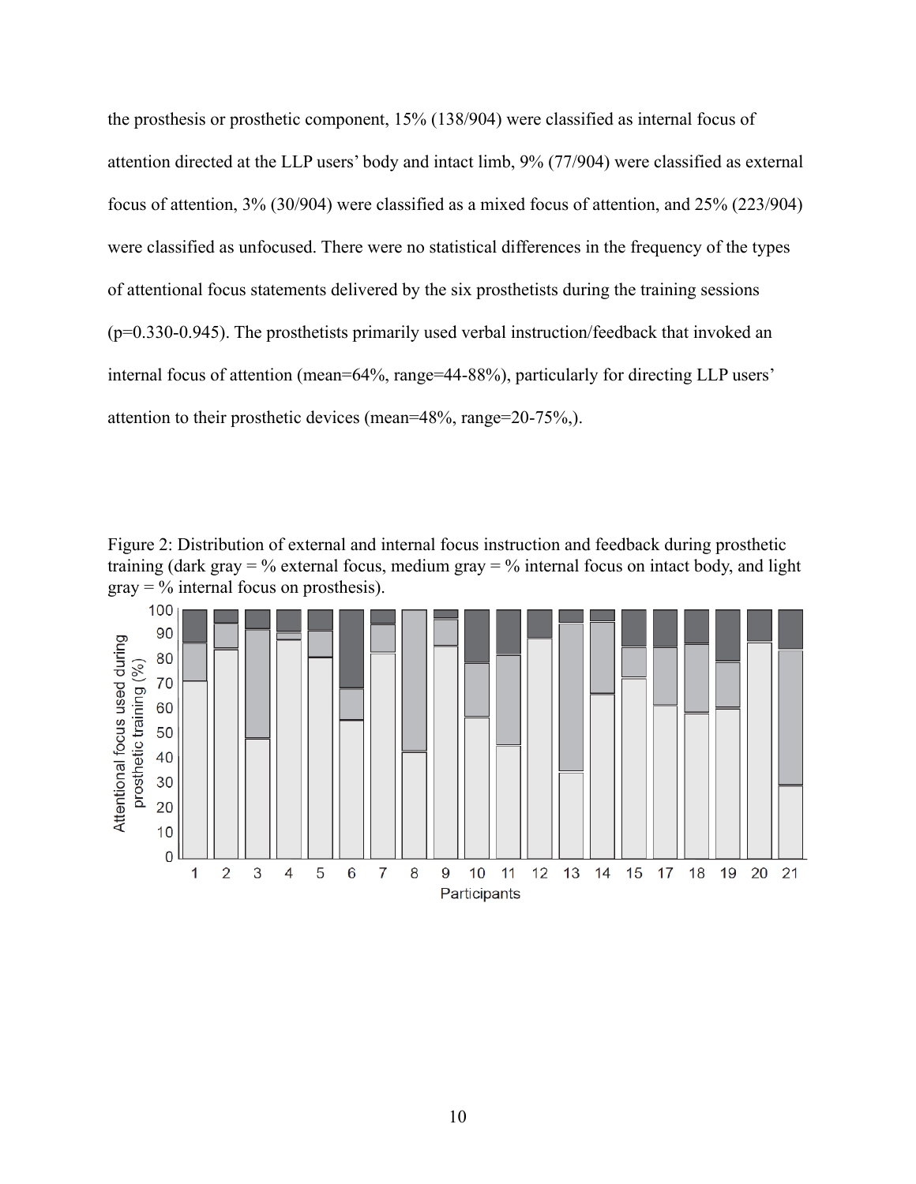the prosthesis or prosthetic component, 15% (138/904) were classified as internal focus of attention directed at the LLP users' body and intact limb, 9% (77/904) were classified as external focus of attention, 3% (30/904) were classified as a mixed focus of attention, and 25% (223/904) were classified as unfocused. There were no statistical differences in the frequency of the types of attentional focus statements delivered by the six prosthetists during the training sessions (p=0.330-0.945). The prosthetists primarily used verbal instruction/feedback that invoked an internal focus of attention (mean=64%, range=44-88%), particularly for directing LLP users' attention to their prosthetic devices (mean=48%, range=20-75%,).

Figure 2: Distribution of external and internal focus instruction and feedback during prosthetic training (dark gray = % external focus, medium gray = % internal focus on intact body, and light gray = % internal focus on prosthesis).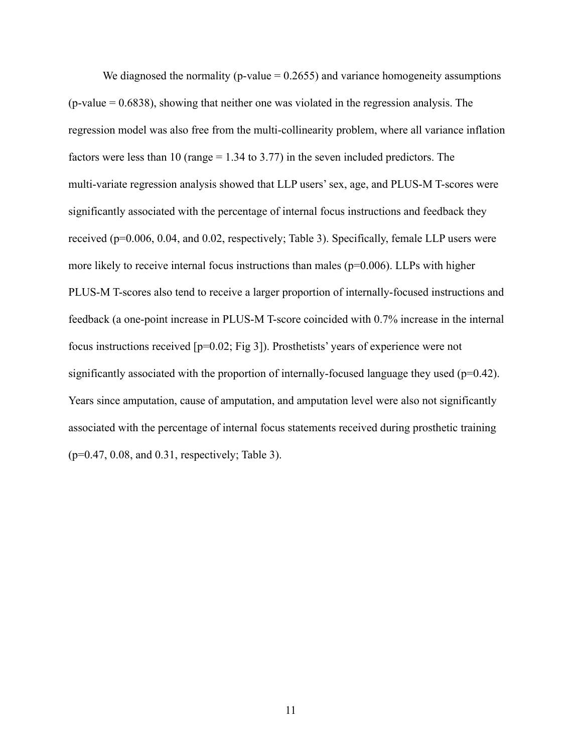We diagnosed the normality (p-value = 0.2655) and variance homogeneity assumptions (p-value = 0.6838), showing that neither one was violated in the regression analysis. The regression model was also free from the multi-collinearity problem, where all variance inflation factors were less than 10 (range = 1.34 to 3.77) in the seven included predictors. The multi-variate regression analysis showed that LLP users' sex, age, and PLUS-M T-scores were significantly associated with the percentage of internal focus instructions and feedback they received (p=0.006, 0.04, and 0.02, respectively; Table 3). Specifically, female LLP users were more likely to receive internal focus instructions than males (p=0.006). LLPs with higher PLUS-M T-scores also tend to receive a larger proportion of internally-focused instructions and feedback (a one-point increase in PLUS-M T-score coincided with 0.7% increase in the internal focus instructions received [p=0.02; Fig 3]). Prosthetists' years of experience were not significantly associated with the proportion of internally-focused language they used (p=0.42). Years since amputation, cause of amputation, and amputation level were also not significantly associated with the percentage of internal focus statements received during prosthetic training (p=0.47, 0.08, and 0.31, respectively; Table 3).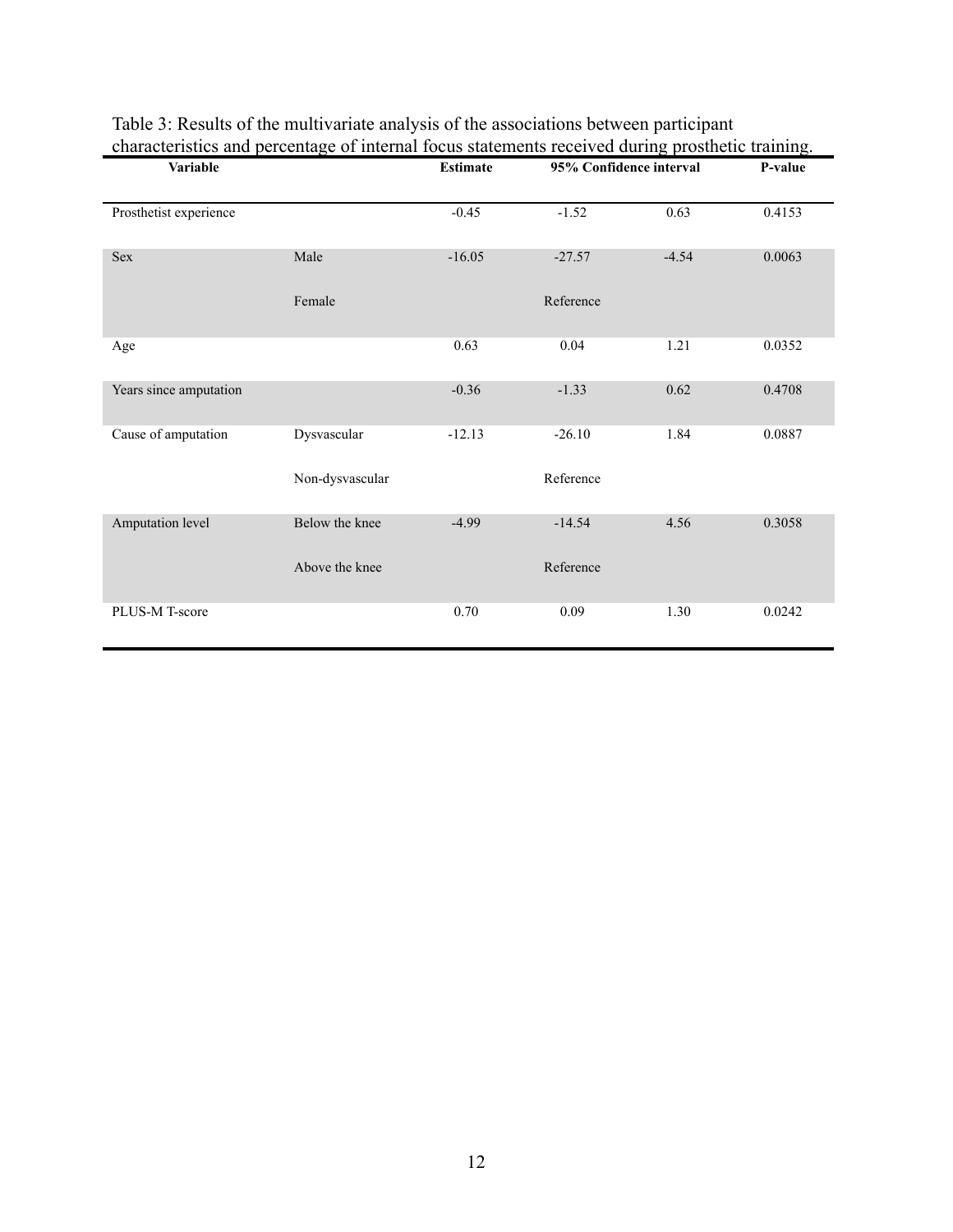Table 3: Results of the multivariate analysis of the associations between participant characteristics and percentage of internal focus statements received during prosthetic training.

| **Variable** | | **Estimate** | **95% Confidence interval** | | **P-value** |
|---|---|---|---|---|---|
| Prosthetist experience | | -0.45 | -1.52 | 0.63 | 0.4153 |
| Sex | Male | -16.05 | -27.57 | -4.54 | 0.0063 |
| | Female | | Reference | | |
| Age | | 0.63 | 0.04 | 1.21 | 0.0352 |
| Years since amputation | | -0.36 | -1.33 | 0.62 | 0.4708 |
| Cause of amputation | Dysvascular | -12.13 | -26.10 | 1.84 | 0.0887 |
| | Non-dysvascular | | Reference | | |
| Amputation level | Below the knee | -4.99 | -14.54 | 4.56 | 0.3058 |
| | Above the knee | | Reference | | |
| PLUS-M T-score | | 0.70 | 0.09 | 1.30 | 0.0242 |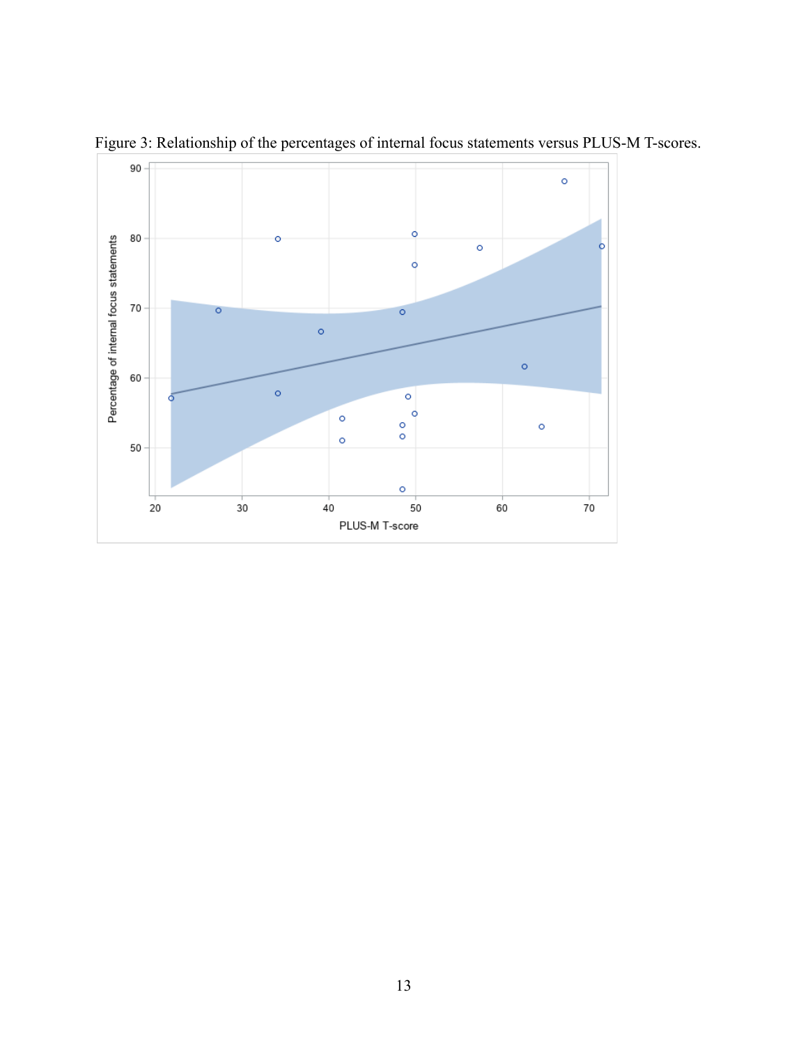Figure 3: Relationship of the percentages of internal focus statements versus PLUS-M T-scores.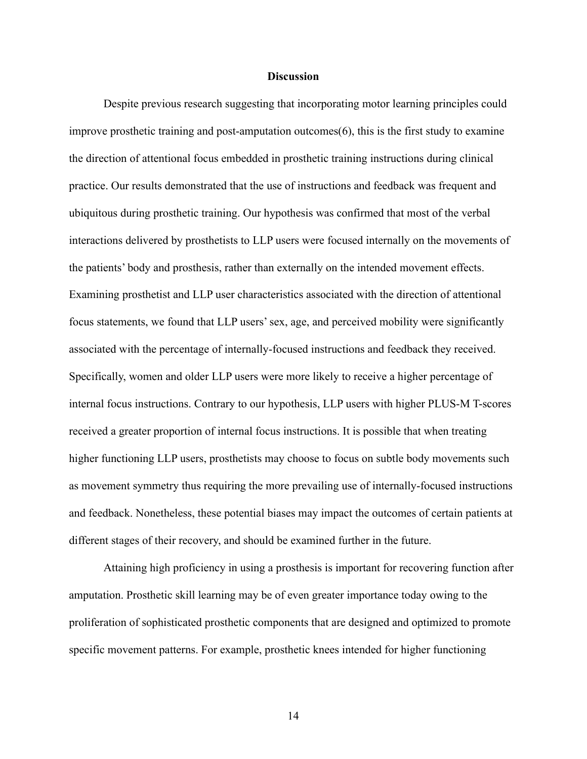## Discussion

Despite previous research suggesting that incorporating motor learning principles could improve prosthetic training and post-amputation outcomes(6), this is the first study to examine the direction of attentional focus embedded in prosthetic training instructions during clinical practice. Our results demonstrated that the use of instructions and feedback was frequent and ubiquitous during prosthetic training. Our hypothesis was confirmed that most of the verbal interactions delivered by prosthetists to LLP users were focused internally on the movements of the patients' body and prosthesis, rather than externally on the intended movement effects. Examining prosthetist and LLP user characteristics associated with the direction of attentional focus statements, we found that LLP users' sex, age, and perceived mobility were significantly associated with the percentage of internally-focused instructions and feedback they received. Specifically, women and older LLP users were more likely to receive a higher percentage of internal focus instructions. Contrary to our hypothesis, LLP users with higher PLUS-M T-scores received a greater proportion of internal focus instructions. It is possible that when treating higher functioning LLP users, prosthetists may choose to focus on subtle body movements such as movement symmetry thus requiring the more prevailing use of internally-focused instructions and feedback. Nonetheless, these potential biases may impact the outcomes of certain patients at different stages of their recovery, and should be examined further in the future.

Attaining high proficiency in using a prosthesis is important for recovering function after amputation. Prosthetic skill learning may be of even greater importance today owing to the proliferation of sophisticated prosthetic components that are designed and optimized to promote specific movement patterns. For example, prosthetic knees intended for higher functioning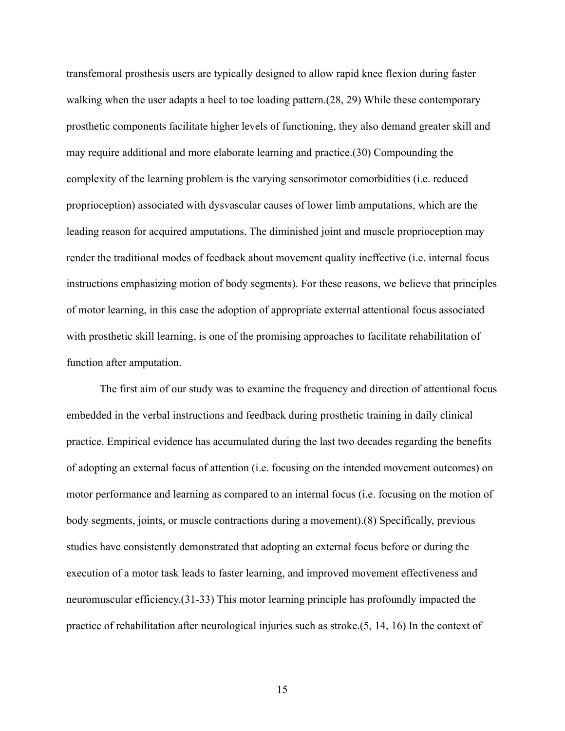transfemoral prosthesis users are typically designed to allow rapid knee flexion during faster walking when the user adapts a heel to toe loading pattern.(28, 29) While these contemporary prosthetic components facilitate higher levels of functioning, they also demand greater skill and may require additional and more elaborate learning and practice.(30) Compounding the complexity of the learning problem is the varying sensorimotor comorbidities (i.e. reduced proprioception) associated with dysvascular causes of lower limb amputations, which are the leading reason for acquired amputations. The diminished joint and muscle proprioception may render the traditional modes of feedback about movement quality ineffective (i.e. internal focus instructions emphasizing motion of body segments). For these reasons, we believe that principles of motor learning, in this case the adoption of appropriate external attentional focus associated with prosthetic skill learning, is one of the promising approaches to facilitate rehabilitation of function after amputation.

The first aim of our study was to examine the frequency and direction of attentional focus embedded in the verbal instructions and feedback during prosthetic training in daily clinical practice. Empirical evidence has accumulated during the last two decades regarding the benefits of adopting an external focus of attention (i.e. focusing on the intended movement outcomes) on motor performance and learning as compared to an internal focus (i.e. focusing on the motion of body segments, joints, or muscle contractions during a movement).(8) Specifically, previous studies have consistently demonstrated that adopting an external focus before or during the execution of a motor task leads to faster learning, and improved movement effectiveness and neuromuscular efficiency.(31-33) This motor learning principle has profoundly impacted the practice of rehabilitation after neurological injuries such as stroke.(5, 14, 16) In the context of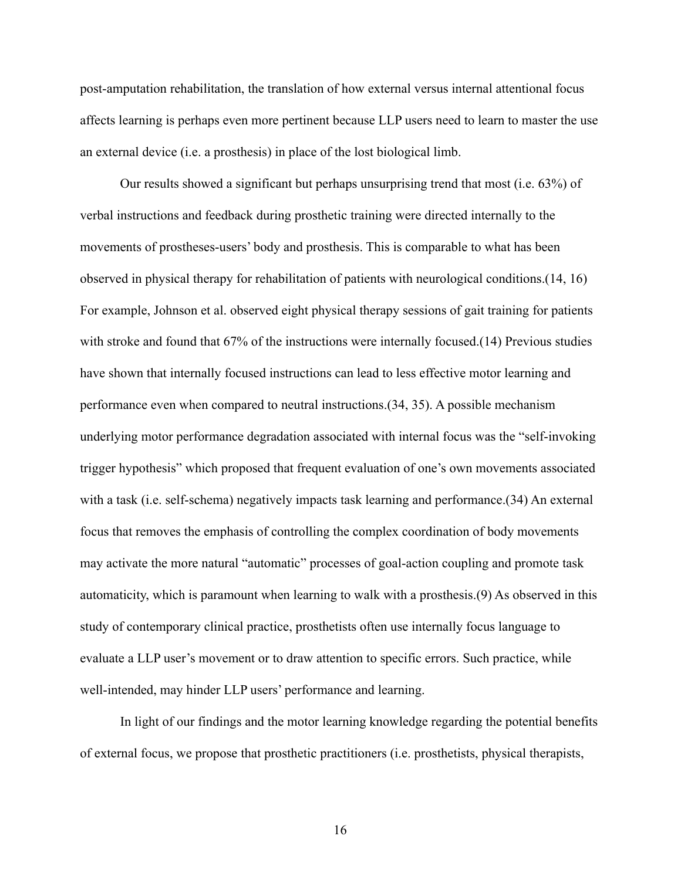post-amputation rehabilitation, the translation of how external versus internal attentional focus affects learning is perhaps even more pertinent because LLP users need to learn to master the use an external device (i.e. a prosthesis) in place of the lost biological limb.

Our results showed a significant but perhaps unsurprising trend that most (i.e. 63%) of verbal instructions and feedback during prosthetic training were directed internally to the movements of prostheses-users' body and prosthesis. This is comparable to what has been observed in physical therapy for rehabilitation of patients with neurological conditions.(14, 16) For example, Johnson et al. observed eight physical therapy sessions of gait training for patients with stroke and found that 67% of the instructions were internally focused.(14) Previous studies have shown that internally focused instructions can lead to less effective motor learning and performance even when compared to neutral instructions.(34, 35). A possible mechanism underlying motor performance degradation associated with internal focus was the "self-invoking trigger hypothesis" which proposed that frequent evaluation of one's own movements associated with a task (i.e. self-schema) negatively impacts task learning and performance.(34) An external focus that removes the emphasis of controlling the complex coordination of body movements may activate the more natural "automatic" processes of goal-action coupling and promote task automaticity, which is paramount when learning to walk with a prosthesis.(9) As observed in this study of contemporary clinical practice, prosthetists often use internally focus language to evaluate a LLP user's movement or to draw attention to specific errors. Such practice, while well-intended, may hinder LLP users' performance and learning.

In light of our findings and the motor learning knowledge regarding the potential benefits of external focus, we propose that prosthetic practitioners (i.e. prosthetists, physical therapists,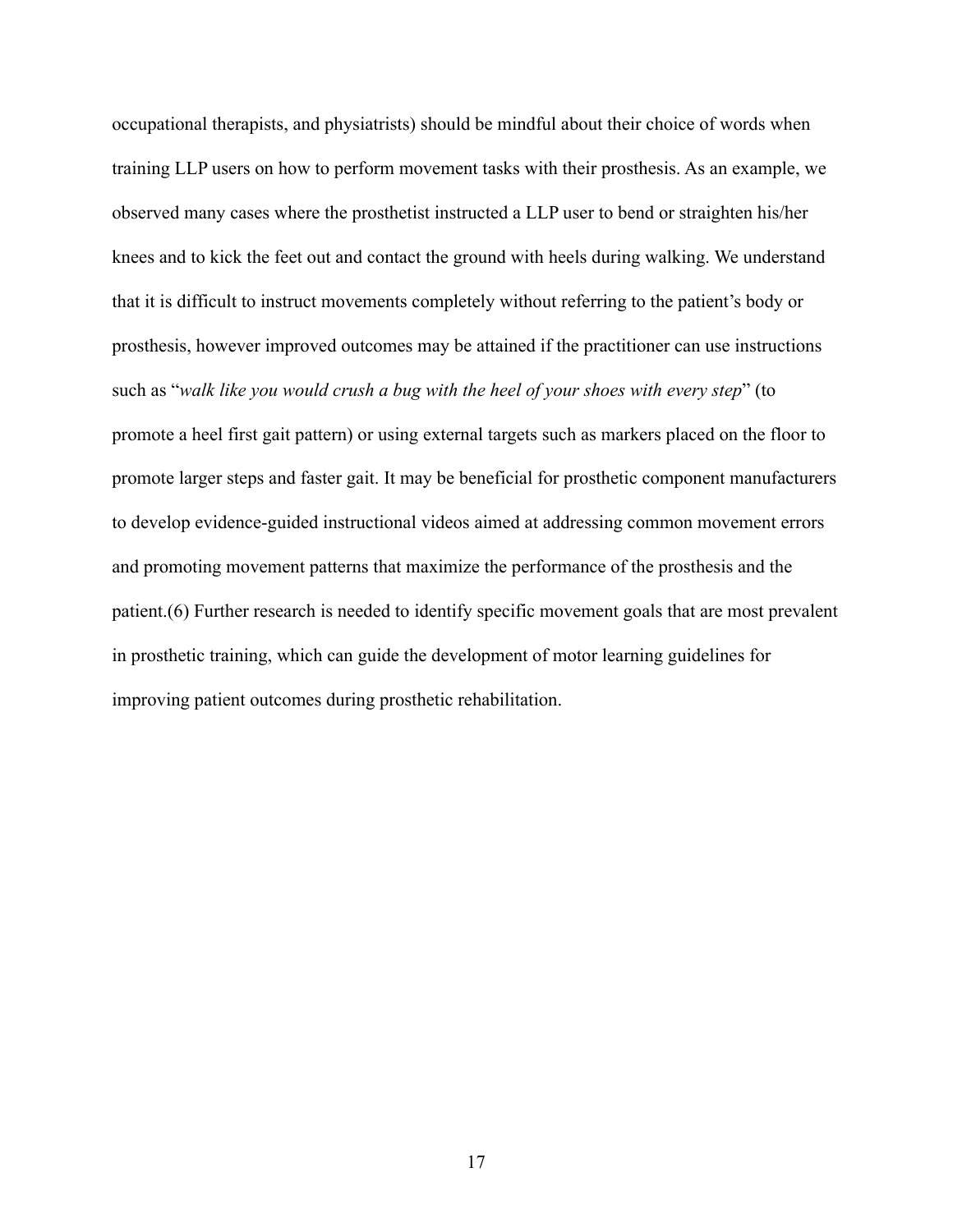occupational therapists, and physiatrists) should be mindful about their choice of words when training LLP users on how to perform movement tasks with their prosthesis. As an example, we observed many cases where the prosthetist instructed a LLP user to bend or straighten his/her knees and to kick the feet out and contact the ground with heels during walking. We understand that it is difficult to instruct movements completely without referring to the patient's body or prosthesis, however improved outcomes may be attained if the practitioner can use instructions such as "*walk like you would crush a bug with the heel of your shoes with every step*" (to promote a heel first gait pattern) or using external targets such as markers placed on the floor to promote larger steps and faster gait. It may be beneficial for prosthetic component manufacturers to develop evidence-guided instructional videos aimed at addressing common movement errors and promoting movement patterns that maximize the performance of the prosthesis and the patient.(6) Further research is needed to identify specific movement goals that are most prevalent in prosthetic training, which can guide the development of motor learning guidelines for improving patient outcomes during prosthetic rehabilitation.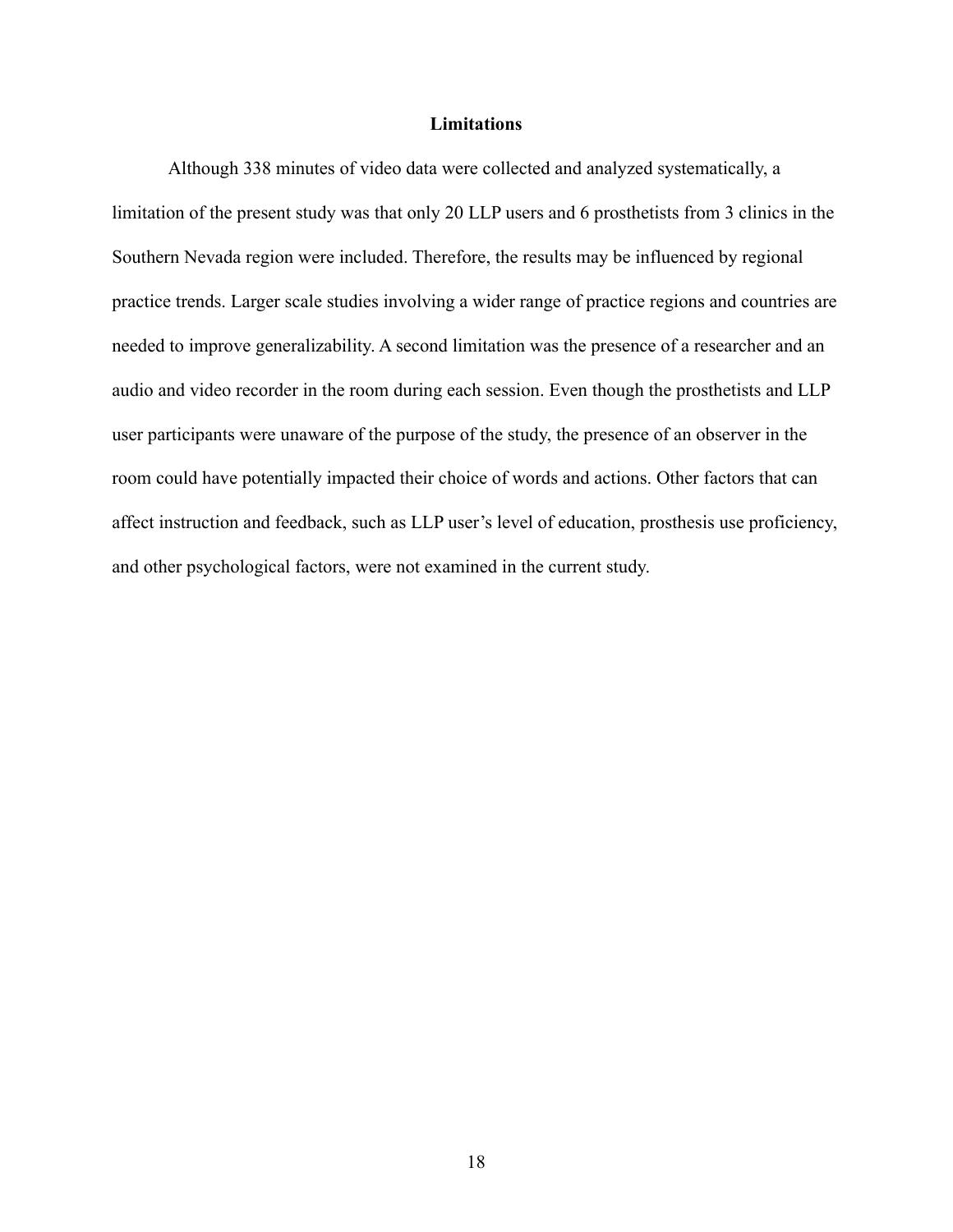## Limitations

Although 338 minutes of video data were collected and analyzed systematically, a limitation of the present study was that only 20 LLP users and 6 prosthetists from 3 clinics in the Southern Nevada region were included. Therefore, the results may be influenced by regional practice trends. Larger scale studies involving a wider range of practice regions and countries are needed to improve generalizability. A second limitation was the presence of a researcher and an audio and video recorder in the room during each session. Even though the prosthetists and LLP user participants were unaware of the purpose of the study, the presence of an observer in the room could have potentially impacted their choice of words and actions. Other factors that can affect instruction and feedback, such as LLP user's level of education, prosthesis use proficiency, and other psychological factors, were not examined in the current study.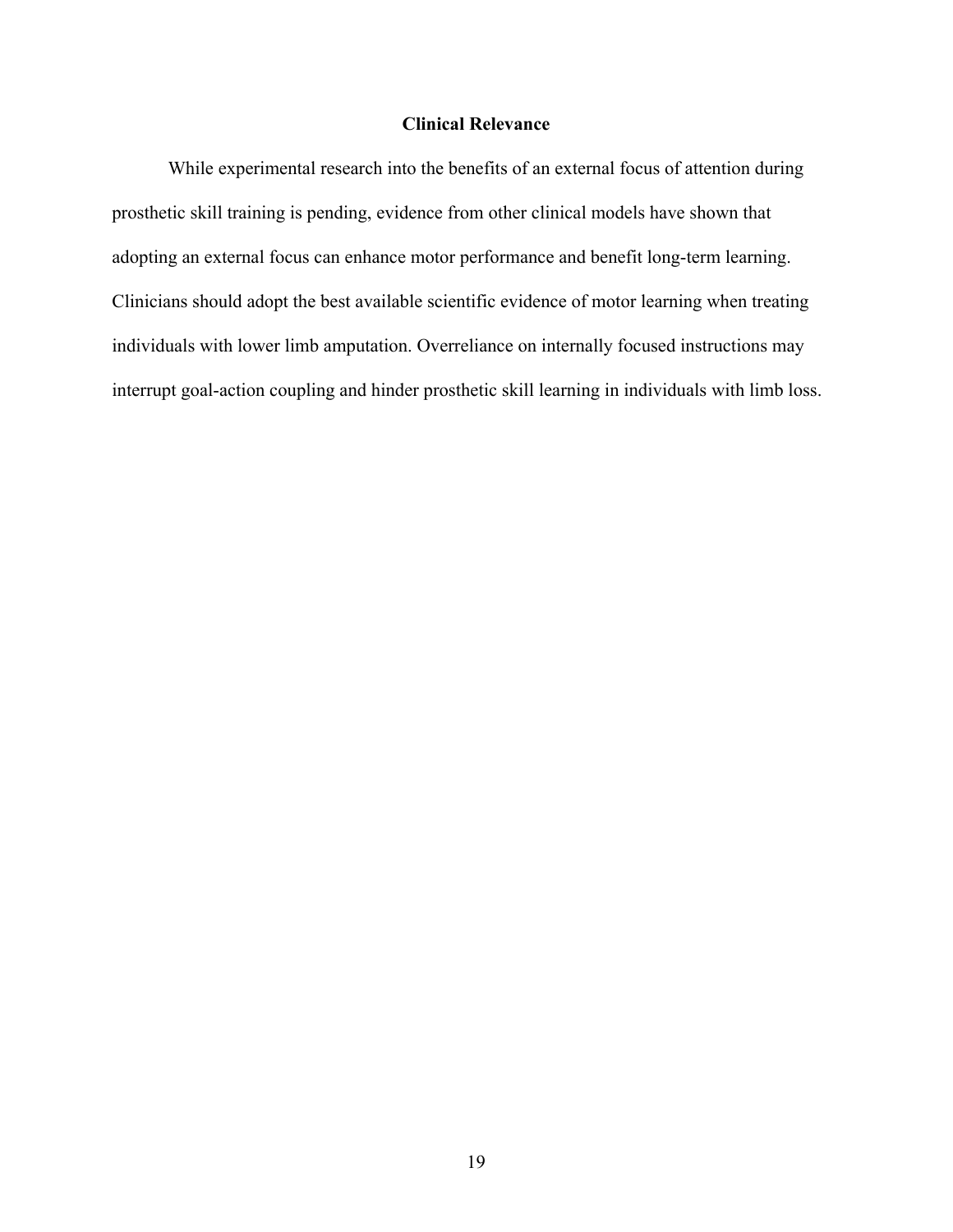## Clinical Relevance

While experimental research into the benefits of an external focus of attention during prosthetic skill training is pending, evidence from other clinical models have shown that adopting an external focus can enhance motor performance and benefit long-term learning. Clinicians should adopt the best available scientific evidence of motor learning when treating individuals with lower limb amputation. Overreliance on internally focused instructions may interrupt goal-action coupling and hinder prosthetic skill learning in individuals with limb loss.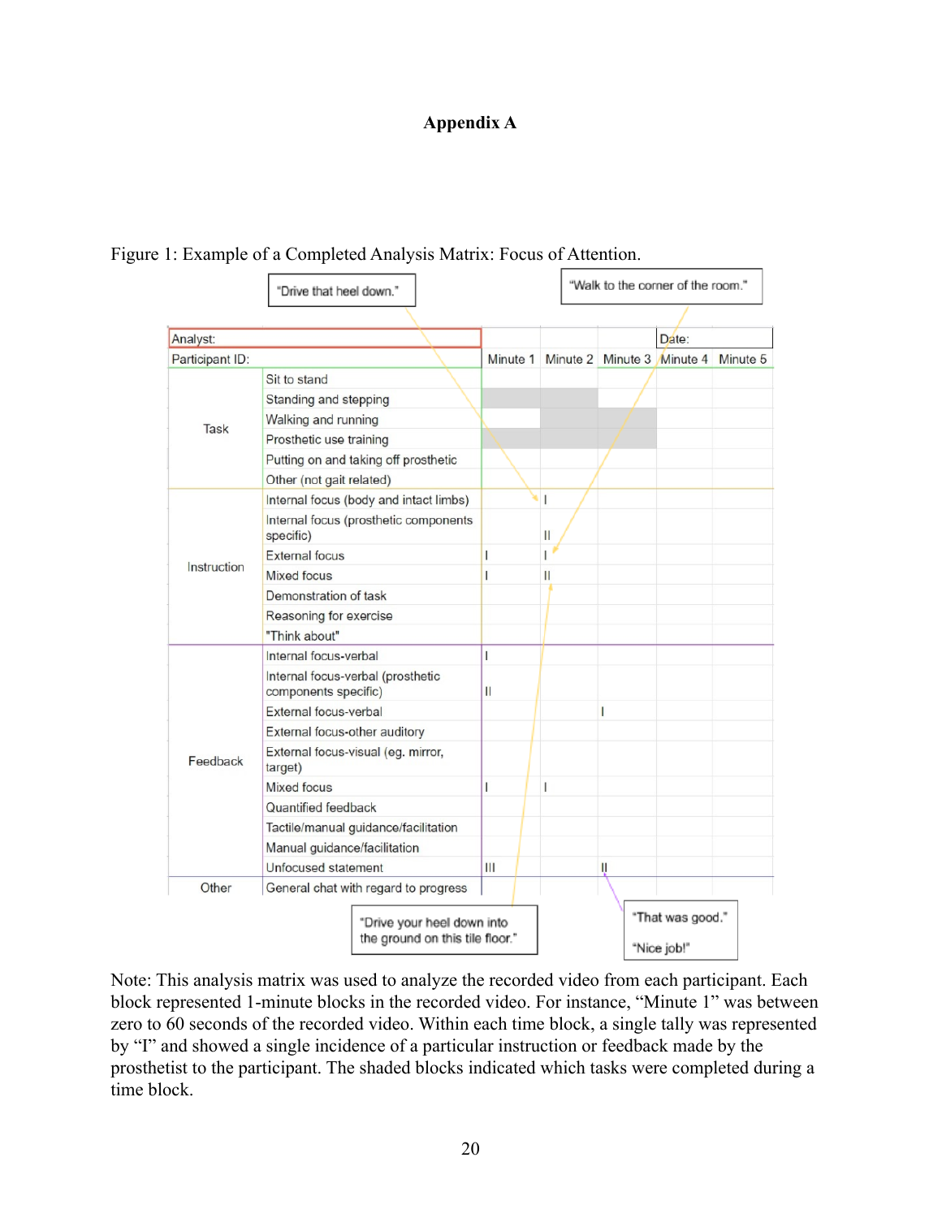# Appendix A

Figure 1: Example of a Completed Analysis Matrix: Focus of Attention.

| Analyst: | | Minute 1 | Minute 2 | Minute 3 | Minute 4 | Minute 5 |
|---|---|---|---|---|---|---|
| Participant ID: | | | | | Date: | |
| Task | Sit to stand | | | | | |
| | Standing and stepping | (shaded) | (shaded) | | | |
| | Walking and running | | (shaded) | (shaded) | | |
| | Prosthetic use training | (shaded) | (shaded) | (shaded) | | |
| | Putting on and taking off prosthetic | | | | | |
| | Other (not gait related) | | | | | |
| Instruction | Internal focus (body and intact limbs) | | I | | | |
| | Internal focus (prosthetic components specific) | | II | | | |
| | External focus | I | I | | | |
| | Mixed focus | I | II | | | |
| | Demonstration of task | | | | | |
| | Reasoning for exercise | | | | | |
| | "Think about" | | | | | |
| Feedback | Internal focus-verbal | I | | | | |
| | Internal focus-verbal (prosthetic components specific) | II | | | | |
| | External focus-verbal | | | I | | |
| | External focus-other auditory | | | | | |
| | External focus-visual (eg. mirror, target) | | | | | |
| | Mixed focus | I | I | | | |
| | Quantified feedback | | | | | |
| | Tactile/manual guidance/facilitation | | | | | |
| | Manual guidance/facilitation | | | | | |
| | Unfocused statement | III | | II | | |
| Other | General chat with regard to progress | | | | | |

Callouts: "Drive that heel down." (Internal focus, Minute 2); "Walk to the corner of the room." (External focus, Minute 2); "Drive your heel down into the ground on this tile floor." (Mixed focus, Minute 2); "That was good." "Nice job!" (Unfocused statement, Minute 3)

Note: This analysis matrix was used to analyze the recorded video from each participant. Each block represented 1-minute blocks in the recorded video. For instance, "Minute 1" was between zero to 60 seconds of the recorded video. Within each time block, a single tally was represented by "I" and showed a single incidence of a particular instruction or feedback made by the prosthetist to the participant. The shaded blocks indicated which tasks were completed during a time block.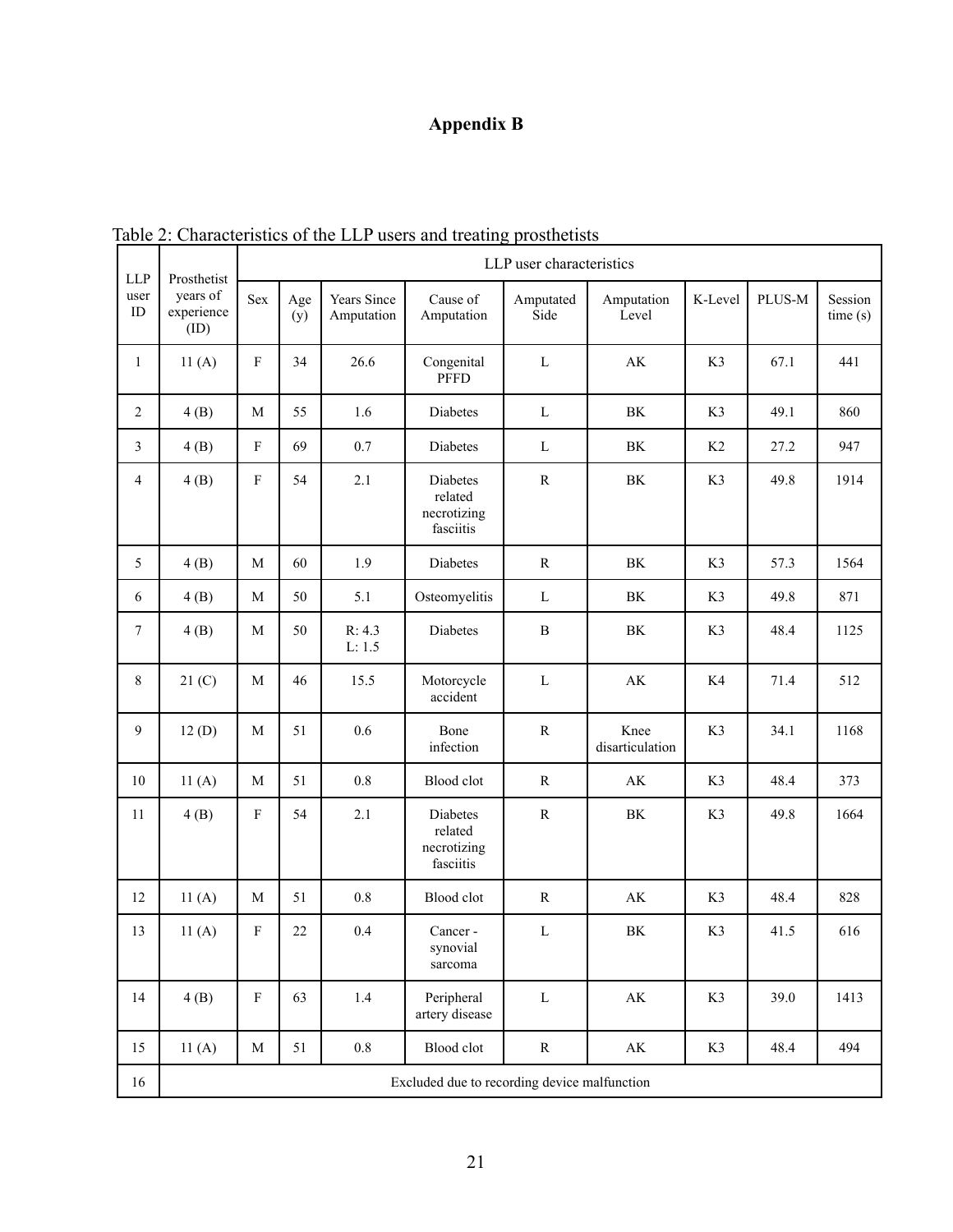# Appendix B

Table 2: Characteristics of the LLP users and treating prosthetists

| LLP user ID | Prosthetist years of experience (ID) | LLP user characteristics | | | | | | | | |
|---|---|---|---|---|---|---|---|---|---|---|
| | | Sex | Age (y) | Years Since Amputation | Cause of Amputation | Amputated Side | Amputation Level | K-Level | PLUS-M | Session time (s) |
| 1 | 11 (A) | F | 34 | 26.6 | Congenital PFFD | L | AK | K3 | 67.1 | 441 |
| 2 | 4 (B) | M | 55 | 1.6 | Diabetes | L | BK | K3 | 49.1 | 860 |
| 3 | 4 (B) | F | 69 | 0.7 | Diabetes | L | BK | K2 | 27.2 | 947 |
| 4 | 4 (B) | F | 54 | 2.1 | Diabetes related necrotizing fasciitis | R | BK | K3 | 49.8 | 1914 |
| 5 | 4 (B) | M | 60 | 1.9 | Diabetes | R | BK | K3 | 57.3 | 1564 |
| 6 | 4 (B) | M | 50 | 5.1 | Osteomyelitis | L | BK | K3 | 49.8 | 871 |
| 7 | 4 (B) | M | 50 | R: 4.3 L: 1.5 | Diabetes | B | BK | K3 | 48.4 | 1125 |
| 8 | 21 (C) | M | 46 | 15.5 | Motorcycle accident | L | AK | K4 | 71.4 | 512 |
| 9 | 12 (D) | M | 51 | 0.6 | Bone infection | R | Knee disarticulation | K3 | 34.1 | 1168 |
| 10 | 11 (A) | M | 51 | 0.8 | Blood clot | R | AK | K3 | 48.4 | 373 |
| 11 | 4 (B) | F | 54 | 2.1 | Diabetes related necrotizing fasciitis | R | BK | K3 | 49.8 | 1664 |
| 12 | 11 (A) | M | 51 | 0.8 | Blood clot | R | AK | K3 | 48.4 | 828 |
| 13 | 11 (A) | F | 22 | 0.4 | Cancer - synovial sarcoma | L | BK | K3 | 41.5 | 616 |
| 14 | 4 (B) | F | 63 | 1.4 | Peripheral artery disease | L | AK | K3 | 39.0 | 1413 |
| 15 | 11 (A) | M | 51 | 0.8 | Blood clot | R | AK | K3 | 48.4 | 494 |
| 16 | Excluded due to recording device malfunction | | | | | | | | | |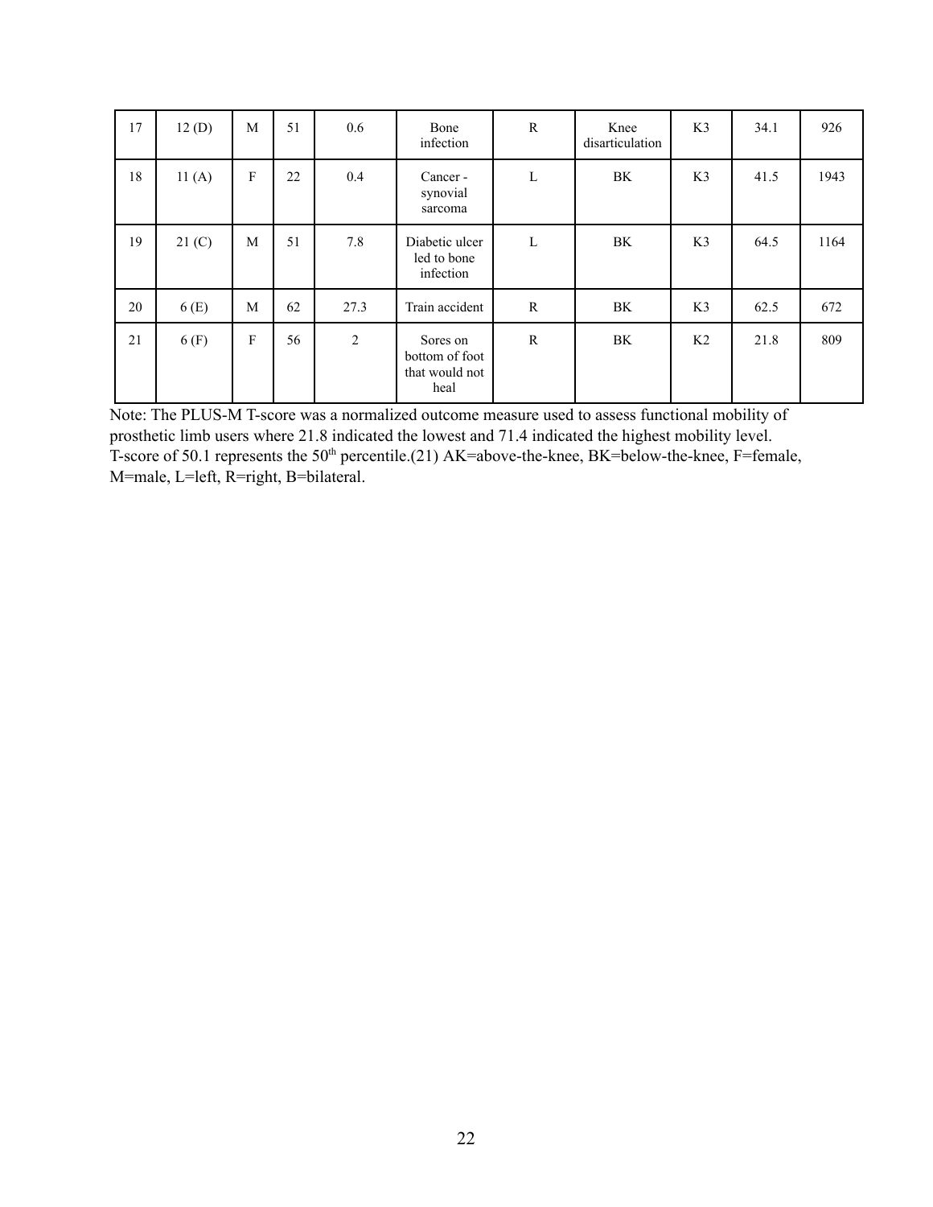| 17 | 12 (D) | M | 51 | 0.6 | Bone infection | R | Knee disarticulation | K3 | 34.1 | 926 |
|---|---|---|---|---|---|---|---|---|---|---|
| 18 | 11 (A) | F | 22 | 0.4 | Cancer - synovial sarcoma | L | BK | K3 | 41.5 | 1943 |
| 19 | 21 (C) | M | 51 | 7.8 | Diabetic ulcer led to bone infection | L | BK | K3 | 64.5 | 1164 |
| 20 | 6 (E) | M | 62 | 27.3 | Train accident | R | BK | K3 | 62.5 | 672 |
| 21 | 6 (F) | F | 56 | 2 | Sores on bottom of foot that would not heal | R | BK | K2 | 21.8 | 809 |

Note: The PLUS-M T-score was a normalized outcome measure used to assess functional mobility of prosthetic limb users where 21.8 indicated the lowest and 71.4 indicated the highest mobility level. T-score of 50.1 represents the $50^{th}$ percentile.(21) AK=above-the-knee, BK=below-the-knee, F=female, M=male, L=left, R=right, B=bilateral.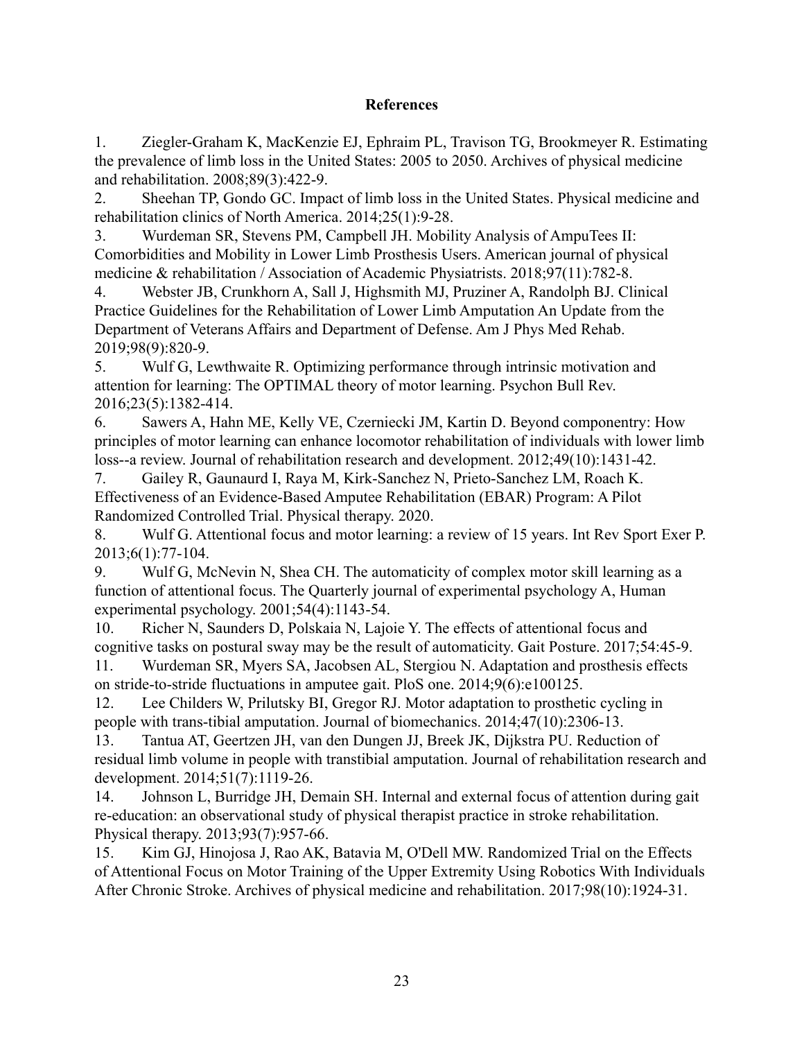## References

1. Ziegler-Graham K, MacKenzie EJ, Ephraim PL, Travison TG, Brookmeyer R. Estimating the prevalence of limb loss in the United States: 2005 to 2050. Archives of physical medicine and rehabilitation. 2008;89(3):422-9.
2. Sheehan TP, Gondo GC. Impact of limb loss in the United States. Physical medicine and rehabilitation clinics of North America. 2014;25(1):9-28.
3. Wurdeman SR, Stevens PM, Campbell JH. Mobility Analysis of AmpuTees II: Comorbidities and Mobility in Lower Limb Prosthesis Users. American journal of physical medicine & rehabilitation / Association of Academic Physiatrists. 2018;97(11):782-8.
4. Webster JB, Crunkhorn A, Sall J, Highsmith MJ, Pruziner A, Randolph BJ. Clinical Practice Guidelines for the Rehabilitation of Lower Limb Amputation An Update from the Department of Veterans Affairs and Department of Defense. Am J Phys Med Rehab. 2019;98(9):820-9.
5. Wulf G, Lewthwaite R. Optimizing performance through intrinsic motivation and attention for learning: The OPTIMAL theory of motor learning. Psychon Bull Rev. 2016;23(5):1382-414.
6. Sawers A, Hahn ME, Kelly VE, Czerniecki JM, Kartin D. Beyond componentry: How principles of motor learning can enhance locomotor rehabilitation of individuals with lower limb loss--a review. Journal of rehabilitation research and development. 2012;49(10):1431-42.
7. Gailey R, Gaunaurd I, Raya M, Kirk-Sanchez N, Prieto-Sanchez LM, Roach K. Effectiveness of an Evidence-Based Amputee Rehabilitation (EBAR) Program: A Pilot Randomized Controlled Trial. Physical therapy. 2020.
8. Wulf G. Attentional focus and motor learning: a review of 15 years. Int Rev Sport Exer P. 2013;6(1):77-104.
9. Wulf G, McNevin N, Shea CH. The automaticity of complex motor skill learning as a function of attentional focus. The Quarterly journal of experimental psychology A, Human experimental psychology. 2001;54(4):1143-54.
10. Richer N, Saunders D, Polskaia N, Lajoie Y. The effects of attentional focus and cognitive tasks on postural sway may be the result of automaticity. Gait Posture. 2017;54:45-9.
11. Wurdeman SR, Myers SA, Jacobsen AL, Stergiou N. Adaptation and prosthesis effects on stride-to-stride fluctuations in amputee gait. PloS one. 2014;9(6):e100125.
12. Lee Childers W, Prilutsky BI, Gregor RJ. Motor adaptation to prosthetic cycling in people with trans-tibial amputation. Journal of biomechanics. 2014;47(10):2306-13.
13. Tantua AT, Geertzen JH, van den Dungen JJ, Breek JK, Dijkstra PU. Reduction of residual limb volume in people with transtibial amputation. Journal of rehabilitation research and development. 2014;51(7):1119-26.
14. Johnson L, Burridge JH, Demain SH. Internal and external focus of attention during gait re-education: an observational study of physical therapist practice in stroke rehabilitation. Physical therapy. 2013;93(7):957-66.
15. Kim GJ, Hinojosa J, Rao AK, Batavia M, O'Dell MW. Randomized Trial on the Effects of Attentional Focus on Motor Training of the Upper Extremity Using Robotics With Individuals After Chronic Stroke. Archives of physical medicine and rehabilitation. 2017;98(10):1924-31.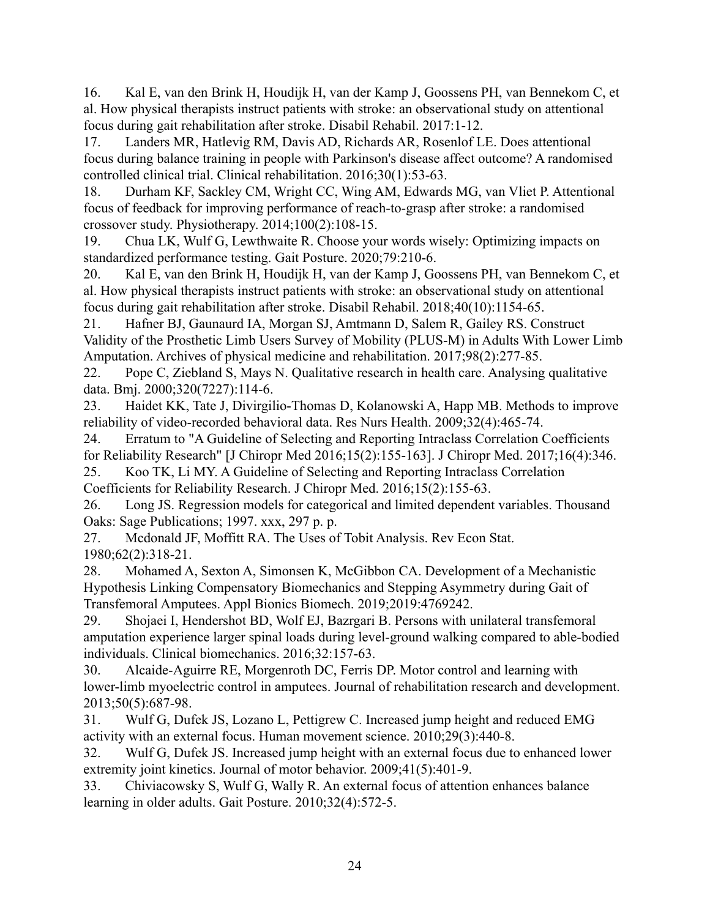16. Kal E, van den Brink H, Houdijk H, van der Kamp J, Goossens PH, van Bennekom C, et al. How physical therapists instruct patients with stroke: an observational study on attentional focus during gait rehabilitation after stroke. Disabil Rehabil. 2017:1-12.

17. Landers MR, Hatlevig RM, Davis AD, Richards AR, Rosenlof LE. Does attentional focus during balance training in people with Parkinson's disease affect outcome? A randomised controlled clinical trial. Clinical rehabilitation. 2016;30(1):53-63.

18. Durham KF, Sackley CM, Wright CC, Wing AM, Edwards MG, van Vliet P. Attentional focus of feedback for improving performance of reach-to-grasp after stroke: a randomised crossover study. Physiotherapy. 2014;100(2):108-15.

19. Chua LK, Wulf G, Lewthwaite R. Choose your words wisely: Optimizing impacts on standardized performance testing. Gait Posture. 2020;79:210-6.

20. Kal E, van den Brink H, Houdijk H, van der Kamp J, Goossens PH, van Bennekom C, et al. How physical therapists instruct patients with stroke: an observational study on attentional focus during gait rehabilitation after stroke. Disabil Rehabil. 2018;40(10):1154-65.

21. Hafner BJ, Gaunaurd IA, Morgan SJ, Amtmann D, Salem R, Gailey RS. Construct Validity of the Prosthetic Limb Users Survey of Mobility (PLUS-M) in Adults With Lower Limb Amputation. Archives of physical medicine and rehabilitation. 2017;98(2):277-85.

22. Pope C, Ziebland S, Mays N. Qualitative research in health care. Analysing qualitative data. Bmj. 2000;320(7227):114-6.

23. Haidet KK, Tate J, Divirgilio-Thomas D, Kolanowski A, Happ MB. Methods to improve reliability of video-recorded behavioral data. Res Nurs Health. 2009;32(4):465-74.

24. Erratum to "A Guideline of Selecting and Reporting Intraclass Correlation Coefficients for Reliability Research" [J Chiropr Med 2016;15(2):155-163]. J Chiropr Med. 2017;16(4):346.

25. Koo TK, Li MY. A Guideline of Selecting and Reporting Intraclass Correlation Coefficients for Reliability Research. J Chiropr Med. 2016;15(2):155-63.

26. Long JS. Regression models for categorical and limited dependent variables. Thousand Oaks: Sage Publications; 1997. xxx, 297 p. p.

27. Mcdonald JF, Moffitt RA. The Uses of Tobit Analysis. Rev Econ Stat. 1980;62(2):318-21.

28. Mohamed A, Sexton A, Simonsen K, McGibbon CA. Development of a Mechanistic Hypothesis Linking Compensatory Biomechanics and Stepping Asymmetry during Gait of Transfemoral Amputees. Appl Bionics Biomech. 2019;2019:4769242.

29. Shojaei I, Hendershot BD, Wolf EJ, Bazrgari B. Persons with unilateral transfemoral amputation experience larger spinal loads during level-ground walking compared to able-bodied individuals. Clinical biomechanics. 2016;32:157-63.

30. Alcaide-Aguirre RE, Morgenroth DC, Ferris DP. Motor control and learning with lower-limb myoelectric control in amputees. Journal of rehabilitation research and development. 2013;50(5):687-98.

31. Wulf G, Dufek JS, Lozano L, Pettigrew C. Increased jump height and reduced EMG activity with an external focus. Human movement science. 2010;29(3):440-8.

32. Wulf G, Dufek JS. Increased jump height with an external focus due to enhanced lower extremity joint kinetics. Journal of motor behavior. 2009;41(5):401-9.

33. Chiviacowsky S, Wulf G, Wally R. An external focus of attention enhances balance learning in older adults. Gait Posture. 2010;32(4):572-5.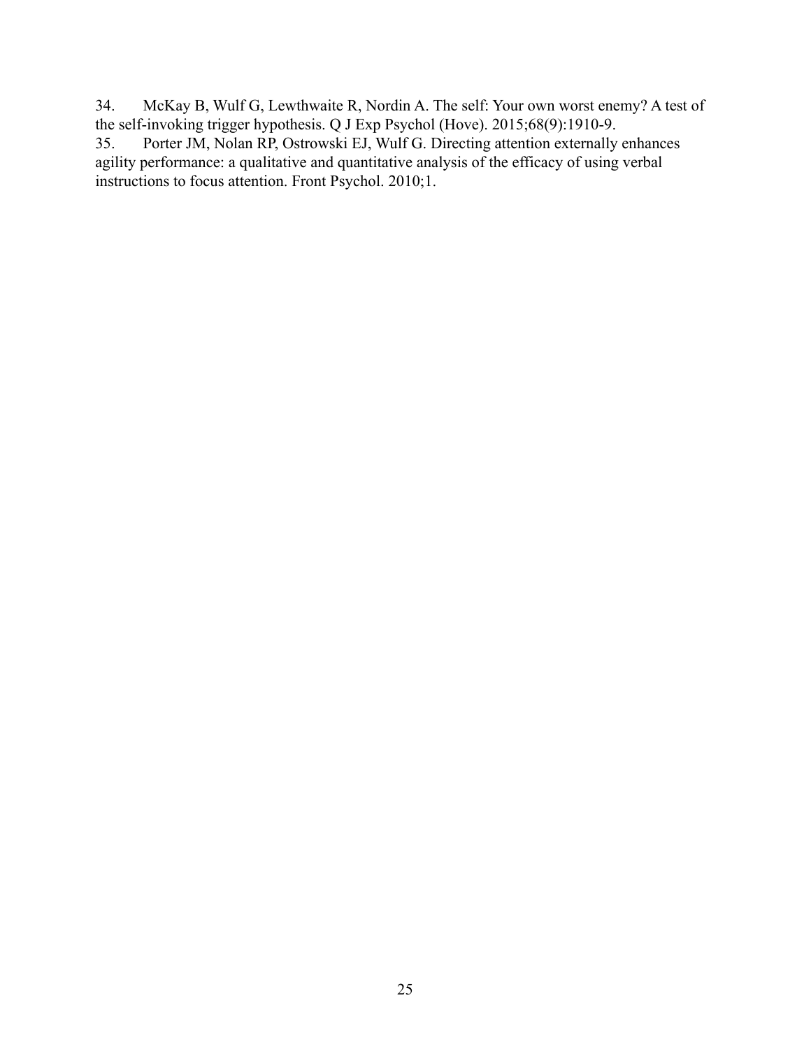34. McKay B, Wulf G, Lewthwaite R, Nordin A. The self: Your own worst enemy? A test of the self-invoking trigger hypothesis. Q J Exp Psychol (Hove). 2015;68(9):1910-9.

35. Porter JM, Nolan RP, Ostrowski EJ, Wulf G. Directing attention externally enhances agility performance: a qualitative and quantitative analysis of the efficacy of using verbal instructions to focus attention. Front Psychol. 2010;1.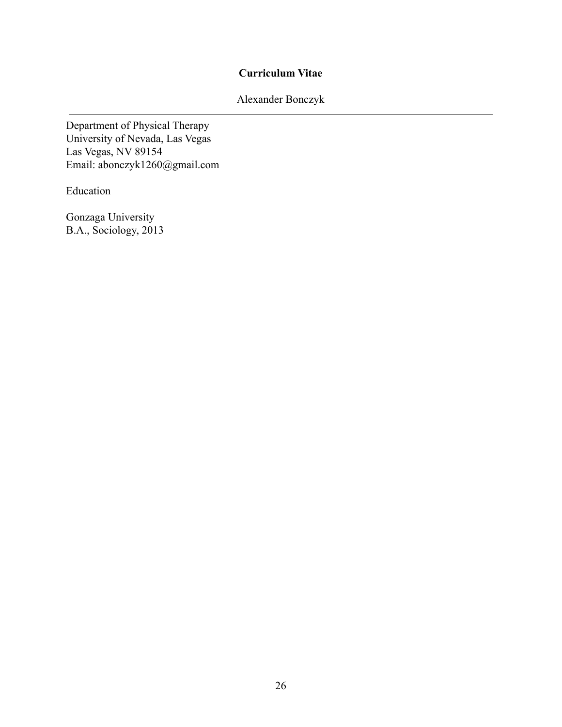**Curriculum Vitae**

Alexander Bonczyk

---

Department of Physical Therapy
University of Nevada, Las Vegas
Las Vegas, NV 89154
Email: abonczyk1260@gmail.com

Education

Gonzaga University
B.A., Sociology, 2013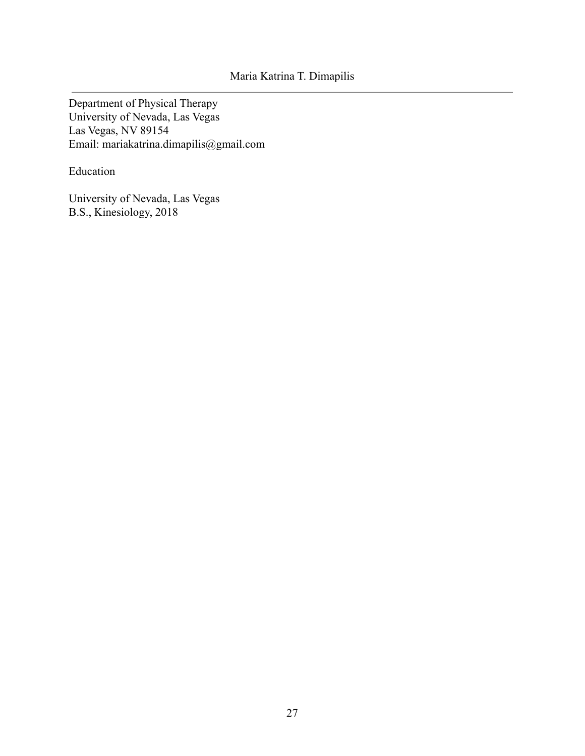# Maria Katrina T. Dimapilis

---

Department of Physical Therapy
University of Nevada, Las Vegas
Las Vegas, NV 89154
Email: mariakatrina.dimapilis@gmail.com

## Education

University of Nevada, Las Vegas
B.S., Kinesiology, 2018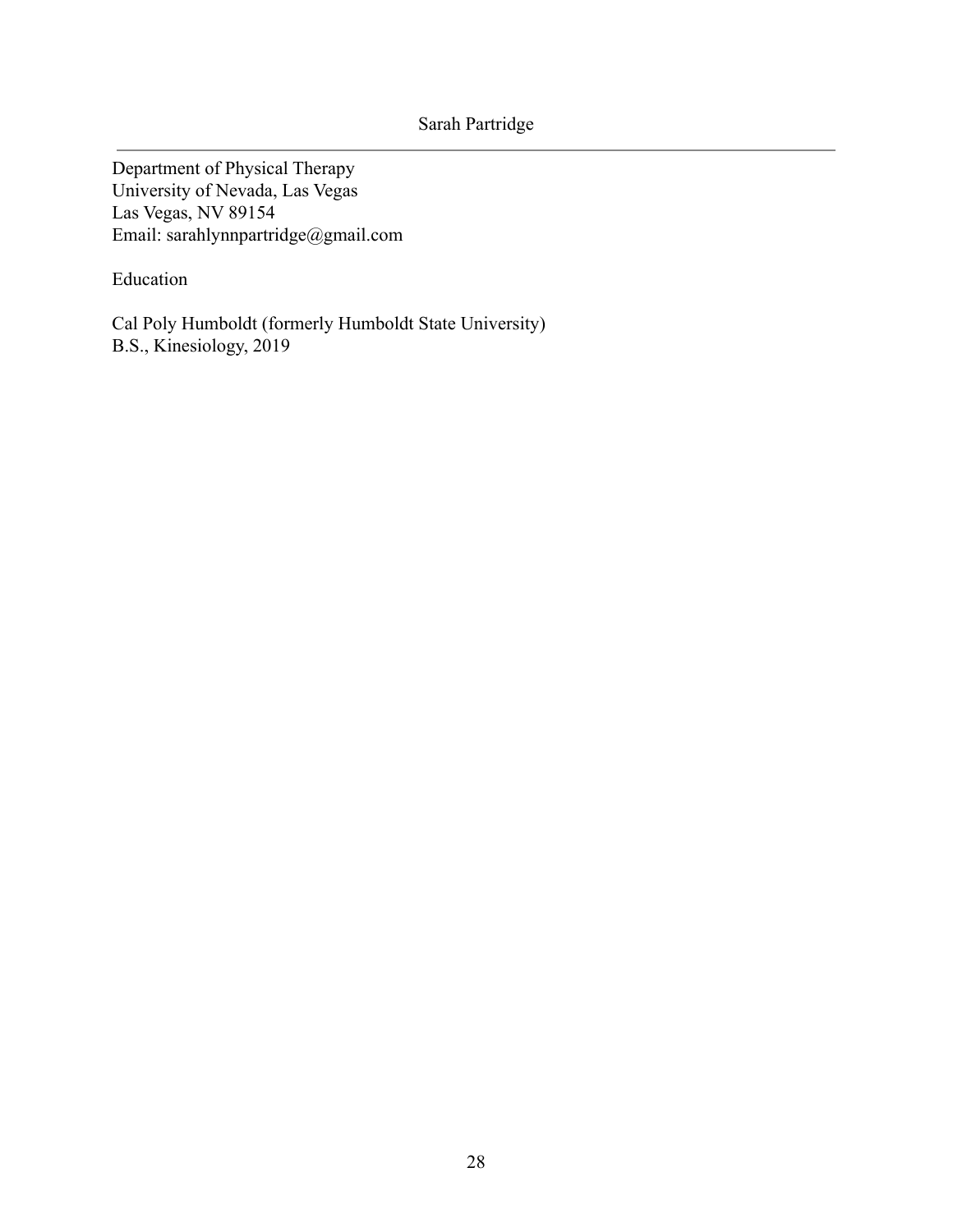# Sarah Partridge

---

Department of Physical Therapy
University of Nevada, Las Vegas
Las Vegas, NV 89154
Email: sarahlynnpartridge@gmail.com

## Education

Cal Poly Humboldt (formerly Humboldt State University)
B.S., Kinesiology, 2019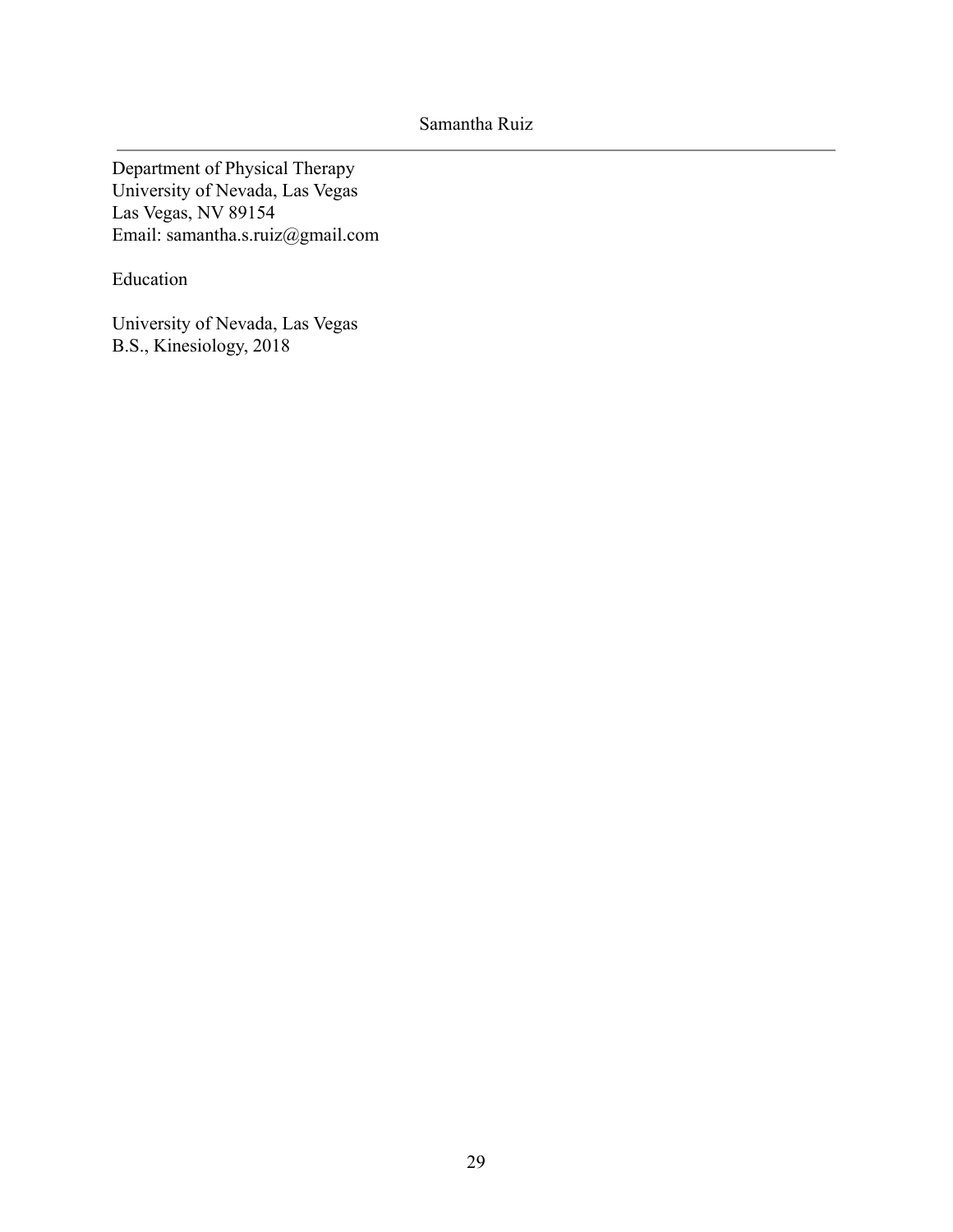# Samantha Ruiz

Department of Physical Therapy
University of Nevada, Las Vegas
Las Vegas, NV 89154
Email: samantha.s.ruiz@gmail.com

## Education

University of Nevada, Las Vegas
B.S., Kinesiology, 2018